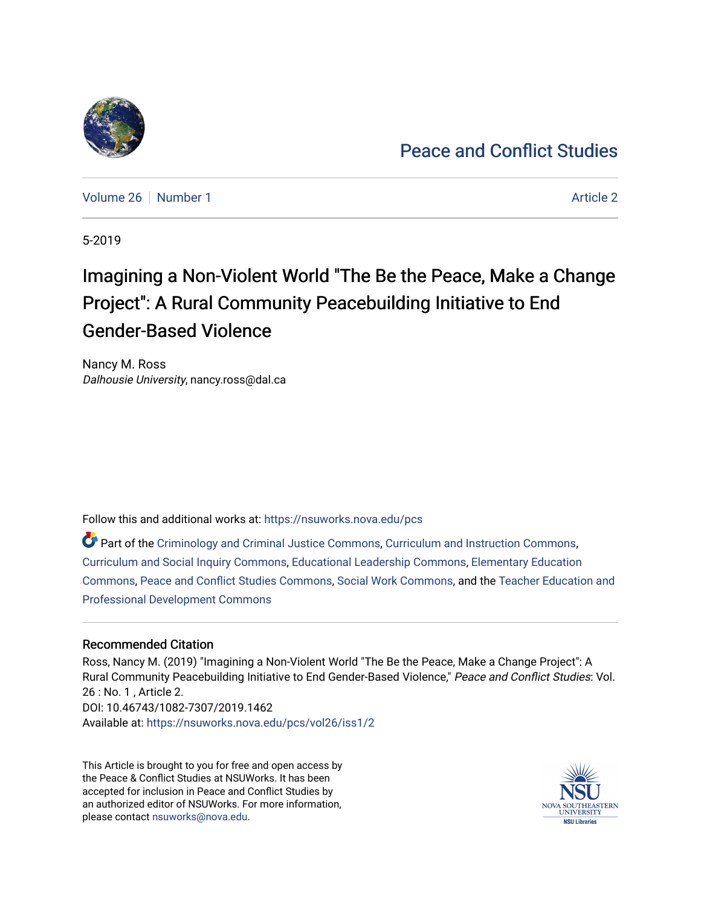Peace and Conflict Studies

Volume 26 | Number 1 | Article 2

5-2019

# Imagining a Non-Violent World "The Be the Peace, Make a Change Project": A Rural Community Peacebuilding Initiative to End Gender-Based Violence

Nancy M. Ross
*Dalhousie University*, nancy.ross@dal.ca

Follow this and additional works at: https://nsuworks.nova.edu/pcs

Part of the Criminology and Criminal Justice Commons, Curriculum and Instruction Commons, Curriculum and Social Inquiry Commons, Educational Leadership Commons, Elementary Education Commons, Peace and Conflict Studies Commons, Social Work Commons, and the Teacher Education and Professional Development Commons

## Recommended Citation

Ross, Nancy M. (2019) "Imagining a Non-Violent World "The Be the Peace, Make a Change Project": A Rural Community Peacebuilding Initiative to End Gender-Based Violence," *Peace and Conflict Studies*: Vol. 26 : No. 1 , Article 2.
DOI: 10.46743/1082-7307/2019.1462
Available at: https://nsuworks.nova.edu/pcs/vol26/iss1/2

This Article is brought to you for free and open access by the Peace & Conflict Studies at NSUWorks. It has been accepted for inclusion in Peace and Conflict Studies by an authorized editor of NSUWorks. For more information, please contact nsuworks@nova.edu.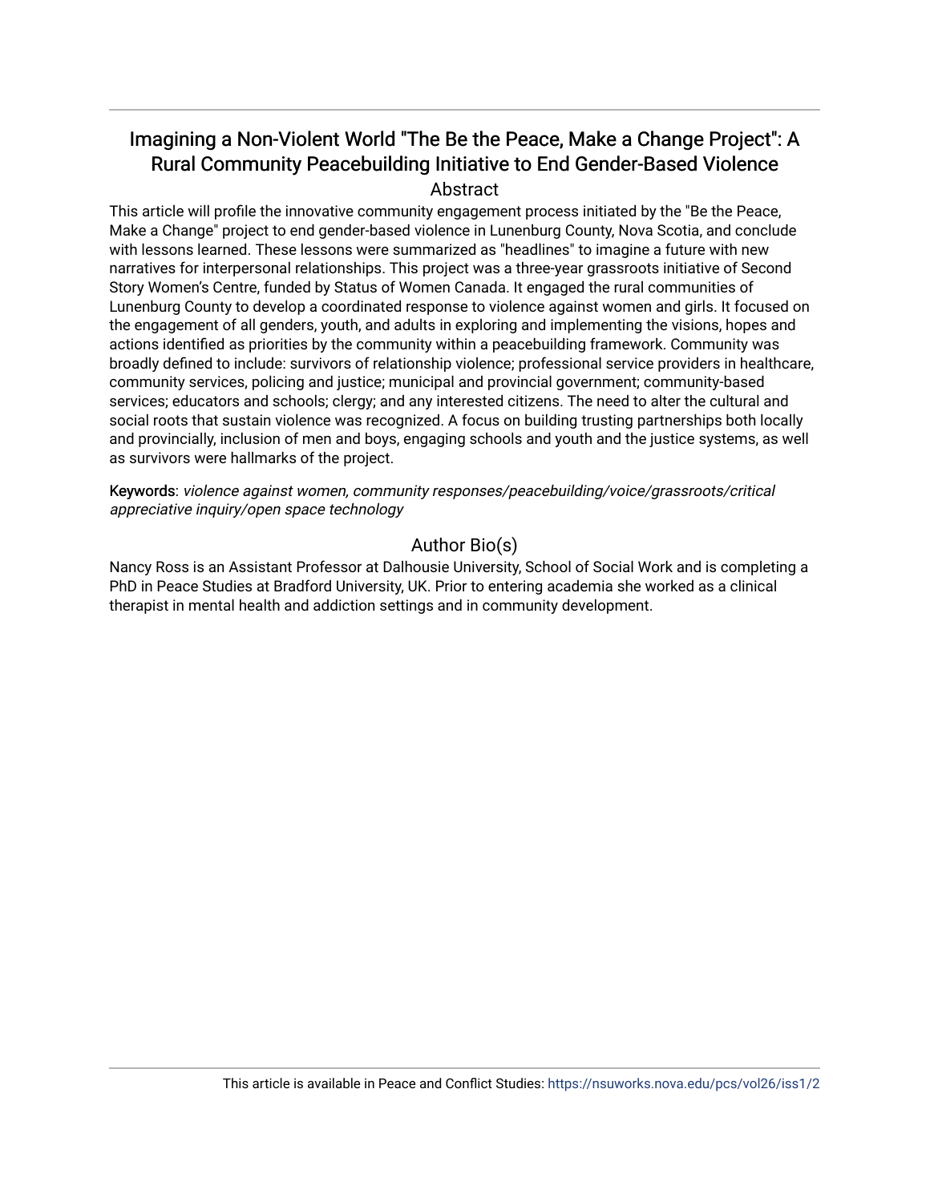# Imagining a Non-Violent World "The Be the Peace, Make a Change Project": A Rural Community Peacebuilding Initiative to End Gender-Based Violence

## Abstract

This article will profile the innovative community engagement process initiated by the "Be the Peace, Make a Change" project to end gender-based violence in Lunenburg County, Nova Scotia, and conclude with lessons learned. These lessons were summarized as "headlines" to imagine a future with new narratives for interpersonal relationships. This project was a three-year grassroots initiative of Second Story Women's Centre, funded by Status of Women Canada. It engaged the rural communities of Lunenburg County to develop a coordinated response to violence against women and girls. It focused on the engagement of all genders, youth, and adults in exploring and implementing the visions, hopes and actions identified as priorities by the community within a peacebuilding framework. Community was broadly defined to include: survivors of relationship violence; professional service providers in healthcare, community services, policing and justice; municipal and provincial government; community-based services; educators and schools; clergy; and any interested citizens. The need to alter the cultural and social roots that sustain violence was recognized. A focus on building trusting partnerships both locally and provincially, inclusion of men and boys, engaging schools and youth and the justice systems, as well as survivors were hallmarks of the project.

**Keywords**: *violence against women, community responses/peacebuilding/voice/grassroots/critical appreciative inquiry/open space technology*

## Author Bio(s)

Nancy Ross is an Assistant Professor at Dalhousie University, School of Social Work and is completing a PhD in Peace Studies at Bradford University, UK. Prior to entering academia she worked as a clinical therapist in mental health and addiction settings and in community development.

This article is available in Peace and Conflict Studies: https://nsuworks.nova.edu/pcs/vol26/iss1/2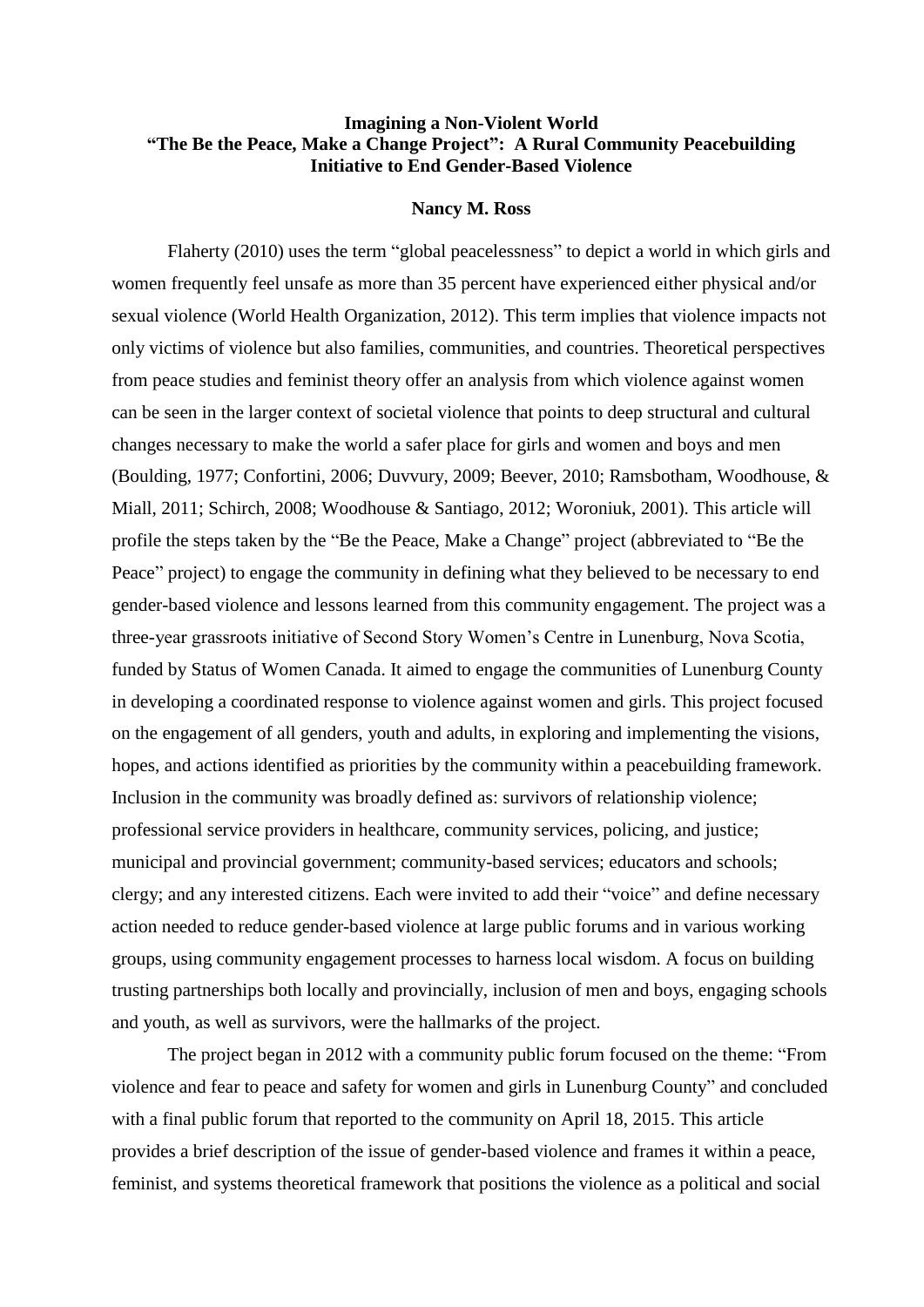**Imagining a Non-Violent World**
**"The Be the Peace, Make a Change Project": A Rural Community Peacebuilding Initiative to End Gender-Based Violence**

**Nancy M. Ross**

Flaherty (2010) uses the term "global peacelessness" to depict a world in which girls and women frequently feel unsafe as more than 35 percent have experienced either physical and/or sexual violence (World Health Organization, 2012). This term implies that violence impacts not only victims of violence but also families, communities, and countries. Theoretical perspectives from peace studies and feminist theory offer an analysis from which violence against women can be seen in the larger context of societal violence that points to deep structural and cultural changes necessary to make the world a safer place for girls and women and boys and men (Boulding, 1977; Confortini, 2006; Duvvury, 2009; Beever, 2010; Ramsbotham, Woodhouse, & Miall, 2011; Schirch, 2008; Woodhouse & Santiago, 2012; Woroniuk, 2001). This article will profile the steps taken by the "Be the Peace, Make a Change" project (abbreviated to "Be the Peace" project) to engage the community in defining what they believed to be necessary to end gender-based violence and lessons learned from this community engagement. The project was a three-year grassroots initiative of Second Story Women's Centre in Lunenburg, Nova Scotia, funded by Status of Women Canada. It aimed to engage the communities of Lunenburg County in developing a coordinated response to violence against women and girls. This project focused on the engagement of all genders, youth and adults, in exploring and implementing the visions, hopes, and actions identified as priorities by the community within a peacebuilding framework. Inclusion in the community was broadly defined as: survivors of relationship violence; professional service providers in healthcare, community services, policing, and justice; municipal and provincial government; community-based services; educators and schools; clergy; and any interested citizens. Each were invited to add their "voice" and define necessary action needed to reduce gender-based violence at large public forums and in various working groups, using community engagement processes to harness local wisdom. A focus on building trusting partnerships both locally and provincially, inclusion of men and boys, engaging schools and youth, as well as survivors, were the hallmarks of the project.

The project began in 2012 with a community public forum focused on the theme: "From violence and fear to peace and safety for women and girls in Lunenburg County" and concluded with a final public forum that reported to the community on April 18, 2015. This article provides a brief description of the issue of gender-based violence and frames it within a peace, feminist, and systems theoretical framework that positions the violence as a political and social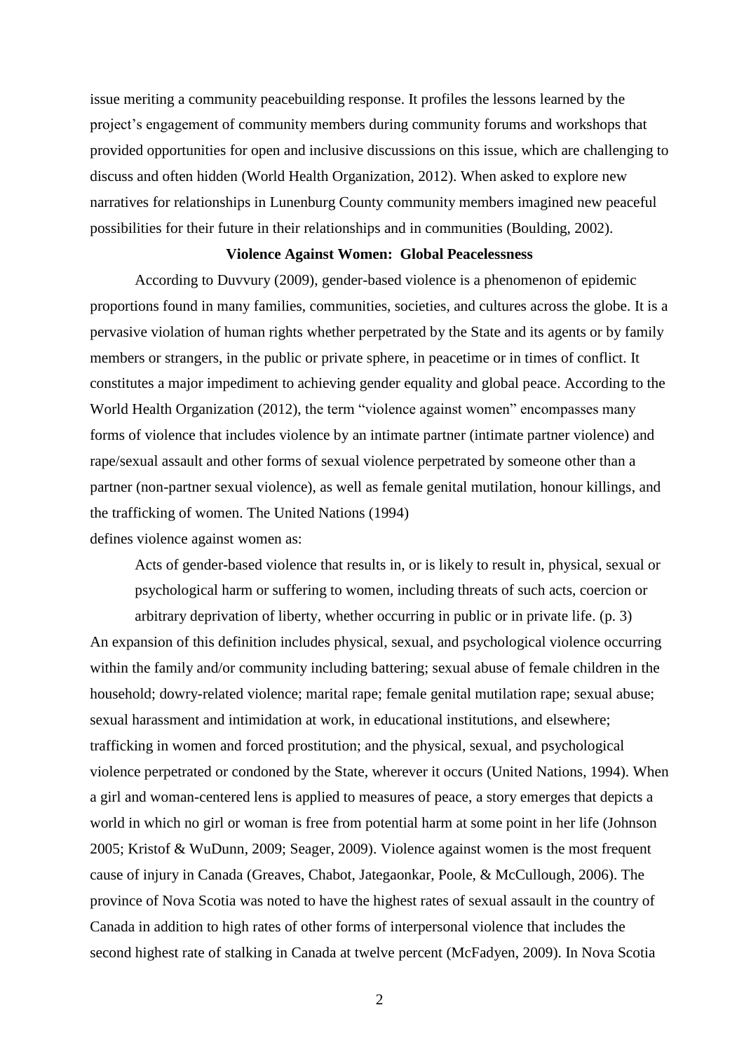issue meriting a community peacebuilding response. It profiles the lessons learned by the project's engagement of community members during community forums and workshops that provided opportunities for open and inclusive discussions on this issue, which are challenging to discuss and often hidden (World Health Organization, 2012). When asked to explore new narratives for relationships in Lunenburg County community members imagined new peaceful possibilities for their future in their relationships and in communities (Boulding, 2002).

## Violence Against Women: Global Peacelessness

According to Duvvury (2009), gender-based violence is a phenomenon of epidemic proportions found in many families, communities, societies, and cultures across the globe. It is a pervasive violation of human rights whether perpetrated by the State and its agents or by family members or strangers, in the public or private sphere, in peacetime or in times of conflict. It constitutes a major impediment to achieving gender equality and global peace. According to the World Health Organization (2012), the term "violence against women" encompasses many forms of violence that includes violence by an intimate partner (intimate partner violence) and rape/sexual assault and other forms of sexual violence perpetrated by someone other than a partner (non-partner sexual violence), as well as female genital mutilation, honour killings, and the trafficking of women. The United Nations (1994)
defines violence against women as:

> Acts of gender-based violence that results in, or is likely to result in, physical, sexual or psychological harm or suffering to women, including threats of such acts, coercion or arbitrary deprivation of liberty, whether occurring in public or in private life. (p. 3)

An expansion of this definition includes physical, sexual, and psychological violence occurring within the family and/or community including battering; sexual abuse of female children in the household; dowry-related violence; marital rape; female genital mutilation rape; sexual abuse; sexual harassment and intimidation at work, in educational institutions, and elsewhere; trafficking in women and forced prostitution; and the physical, sexual, and psychological violence perpetrated or condoned by the State, wherever it occurs (United Nations, 1994). When a girl and woman-centered lens is applied to measures of peace, a story emerges that depicts a world in which no girl or woman is free from potential harm at some point in her life (Johnson 2005; Kristof & WuDunn, 2009; Seager, 2009). Violence against women is the most frequent cause of injury in Canada (Greaves, Chabot, Jategaonkar, Poole, & McCullough, 2006). The province of Nova Scotia was noted to have the highest rates of sexual assault in the country of Canada in addition to high rates of other forms of interpersonal violence that includes the second highest rate of stalking in Canada at twelve percent (McFadyen, 2009). In Nova Scotia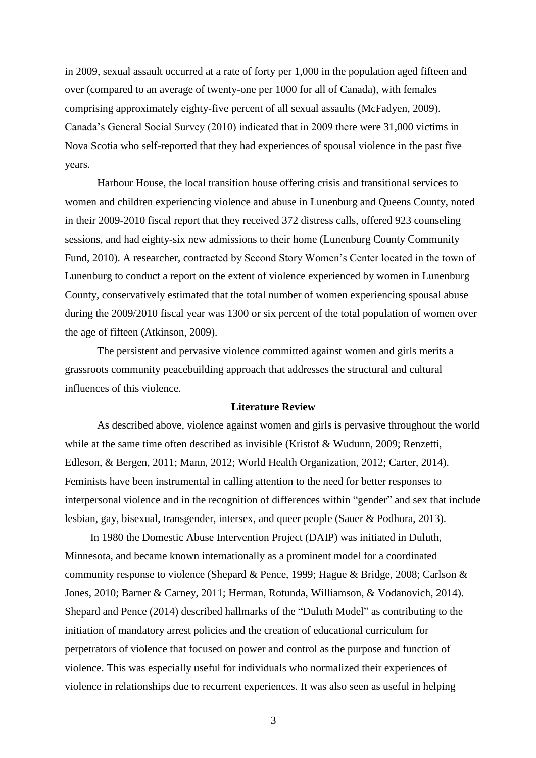in 2009, sexual assault occurred at a rate of forty per 1,000 in the population aged fifteen and over (compared to an average of twenty-one per 1000 for all of Canada), with females comprising approximately eighty-five percent of all sexual assaults (McFadyen, 2009). Canada's General Social Survey (2010) indicated that in 2009 there were 31,000 victims in Nova Scotia who self-reported that they had experiences of spousal violence in the past five years.

Harbour House, the local transition house offering crisis and transitional services to women and children experiencing violence and abuse in Lunenburg and Queens County, noted in their 2009-2010 fiscal report that they received 372 distress calls, offered 923 counseling sessions, and had eighty-six new admissions to their home (Lunenburg County Community Fund, 2010). A researcher, contracted by Second Story Women's Center located in the town of Lunenburg to conduct a report on the extent of violence experienced by women in Lunenburg County, conservatively estimated that the total number of women experiencing spousal abuse during the 2009/2010 fiscal year was 1300 or six percent of the total population of women over the age of fifteen (Atkinson, 2009).

The persistent and pervasive violence committed against women and girls merits a grassroots community peacebuilding approach that addresses the structural and cultural influences of this violence.

## Literature Review

As described above, violence against women and girls is pervasive throughout the world while at the same time often described as invisible (Kristof & Wudunn, 2009; Renzetti, Edleson, & Bergen, 2011; Mann, 2012; World Health Organization, 2012; Carter, 2014). Feminists have been instrumental in calling attention to the need for better responses to interpersonal violence and in the recognition of differences within "gender" and sex that include lesbian, gay, bisexual, transgender, intersex, and queer people (Sauer & Podhora, 2013).

In 1980 the Domestic Abuse Intervention Project (DAIP) was initiated in Duluth, Minnesota, and became known internationally as a prominent model for a coordinated community response to violence (Shepard & Pence, 1999; Hague & Bridge, 2008; Carlson & Jones, 2010; Barner & Carney, 2011; Herman, Rotunda, Williamson, & Vodanovich, 2014). Shepard and Pence (2014) described hallmarks of the "Duluth Model" as contributing to the initiation of mandatory arrest policies and the creation of educational curriculum for perpetrators of violence that focused on power and control as the purpose and function of violence. This was especially useful for individuals who normalized their experiences of violence in relationships due to recurrent experiences. It was also seen as useful in helping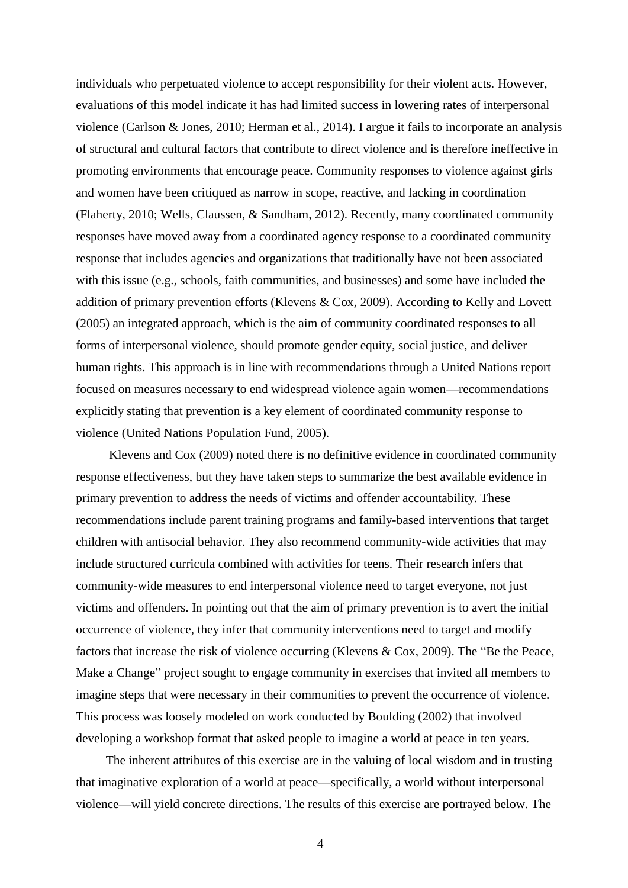individuals who perpetuated violence to accept responsibility for their violent acts. However, evaluations of this model indicate it has had limited success in lowering rates of interpersonal violence (Carlson & Jones, 2010; Herman et al., 2014). I argue it fails to incorporate an analysis of structural and cultural factors that contribute to direct violence and is therefore ineffective in promoting environments that encourage peace. Community responses to violence against girls and women have been critiqued as narrow in scope, reactive, and lacking in coordination (Flaherty, 2010; Wells, Claussen, & Sandham, 2012). Recently, many coordinated community responses have moved away from a coordinated agency response to a coordinated community response that includes agencies and organizations that traditionally have not been associated with this issue (e.g., schools, faith communities, and businesses) and some have included the addition of primary prevention efforts (Klevens & Cox, 2009). According to Kelly and Lovett (2005) an integrated approach, which is the aim of community coordinated responses to all forms of interpersonal violence, should promote gender equity, social justice, and deliver human rights. This approach is in line with recommendations through a United Nations report focused on measures necessary to end widespread violence again women—recommendations explicitly stating that prevention is a key element of coordinated community response to violence (United Nations Population Fund, 2005).

Klevens and Cox (2009) noted there is no definitive evidence in coordinated community response effectiveness, but they have taken steps to summarize the best available evidence in primary prevention to address the needs of victims and offender accountability. These recommendations include parent training programs and family-based interventions that target children with antisocial behavior. They also recommend community-wide activities that may include structured curricula combined with activities for teens. Their research infers that community-wide measures to end interpersonal violence need to target everyone, not just victims and offenders. In pointing out that the aim of primary prevention is to avert the initial occurrence of violence, they infer that community interventions need to target and modify factors that increase the risk of violence occurring (Klevens & Cox, 2009). The "Be the Peace, Make a Change" project sought to engage community in exercises that invited all members to imagine steps that were necessary in their communities to prevent the occurrence of violence. This process was loosely modeled on work conducted by Boulding (2002) that involved developing a workshop format that asked people to imagine a world at peace in ten years.

The inherent attributes of this exercise are in the valuing of local wisdom and in trusting that imaginative exploration of a world at peace—specifically, a world without interpersonal violence—will yield concrete directions. The results of this exercise are portrayed below. The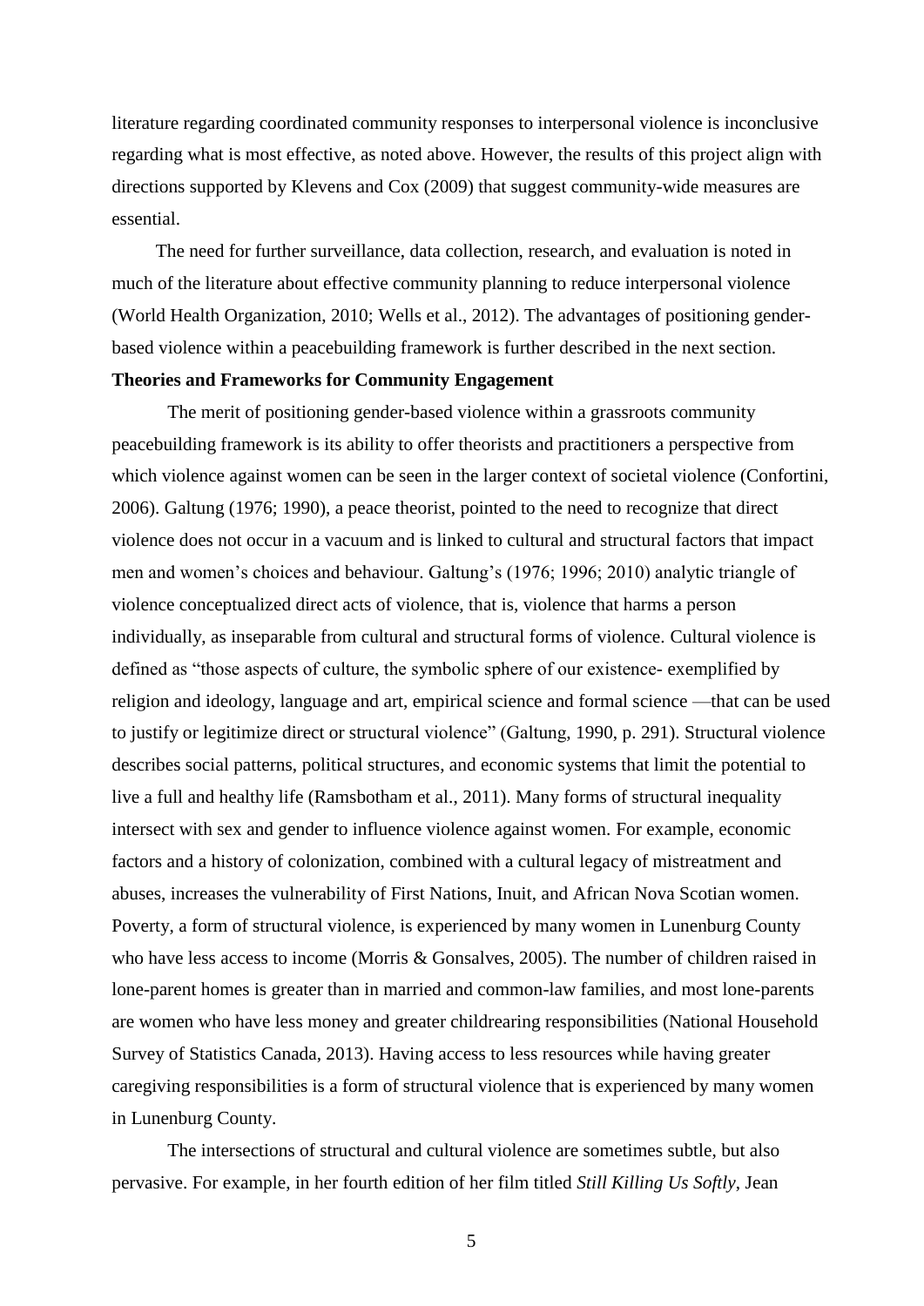literature regarding coordinated community responses to interpersonal violence is inconclusive regarding what is most effective, as noted above. However, the results of this project align with directions supported by Klevens and Cox (2009) that suggest community-wide measures are essential.

The need for further surveillance, data collection, research, and evaluation is noted in much of the literature about effective community planning to reduce interpersonal violence (World Health Organization, 2010; Wells et al., 2012). The advantages of positioning gender-based violence within a peacebuilding framework is further described in the next section.

**Theories and Frameworks for Community Engagement**

The merit of positioning gender-based violence within a grassroots community peacebuilding framework is its ability to offer theorists and practitioners a perspective from which violence against women can be seen in the larger context of societal violence (Confortini, 2006). Galtung (1976; 1990), a peace theorist, pointed to the need to recognize that direct violence does not occur in a vacuum and is linked to cultural and structural factors that impact men and women's choices and behaviour. Galtung's (1976; 1996; 2010) analytic triangle of violence conceptualized direct acts of violence, that is, violence that harms a person individually, as inseparable from cultural and structural forms of violence. Cultural violence is defined as "those aspects of culture, the symbolic sphere of our existence- exemplified by religion and ideology, language and art, empirical science and formal science —that can be used to justify or legitimize direct or structural violence" (Galtung, 1990, p. 291). Structural violence describes social patterns, political structures, and economic systems that limit the potential to live a full and healthy life (Ramsbotham et al., 2011). Many forms of structural inequality intersect with sex and gender to influence violence against women. For example, economic factors and a history of colonization, combined with a cultural legacy of mistreatment and abuses, increases the vulnerability of First Nations, Inuit, and African Nova Scotian women. Poverty, a form of structural violence, is experienced by many women in Lunenburg County who have less access to income (Morris & Gonsalves, 2005). The number of children raised in lone-parent homes is greater than in married and common-law families, and most lone-parents are women who have less money and greater childrearing responsibilities (National Household Survey of Statistics Canada, 2013). Having access to less resources while having greater caregiving responsibilities is a form of structural violence that is experienced by many women in Lunenburg County.

The intersections of structural and cultural violence are sometimes subtle, but also pervasive. For example, in her fourth edition of her film titled *Still Killing Us Softly*, Jean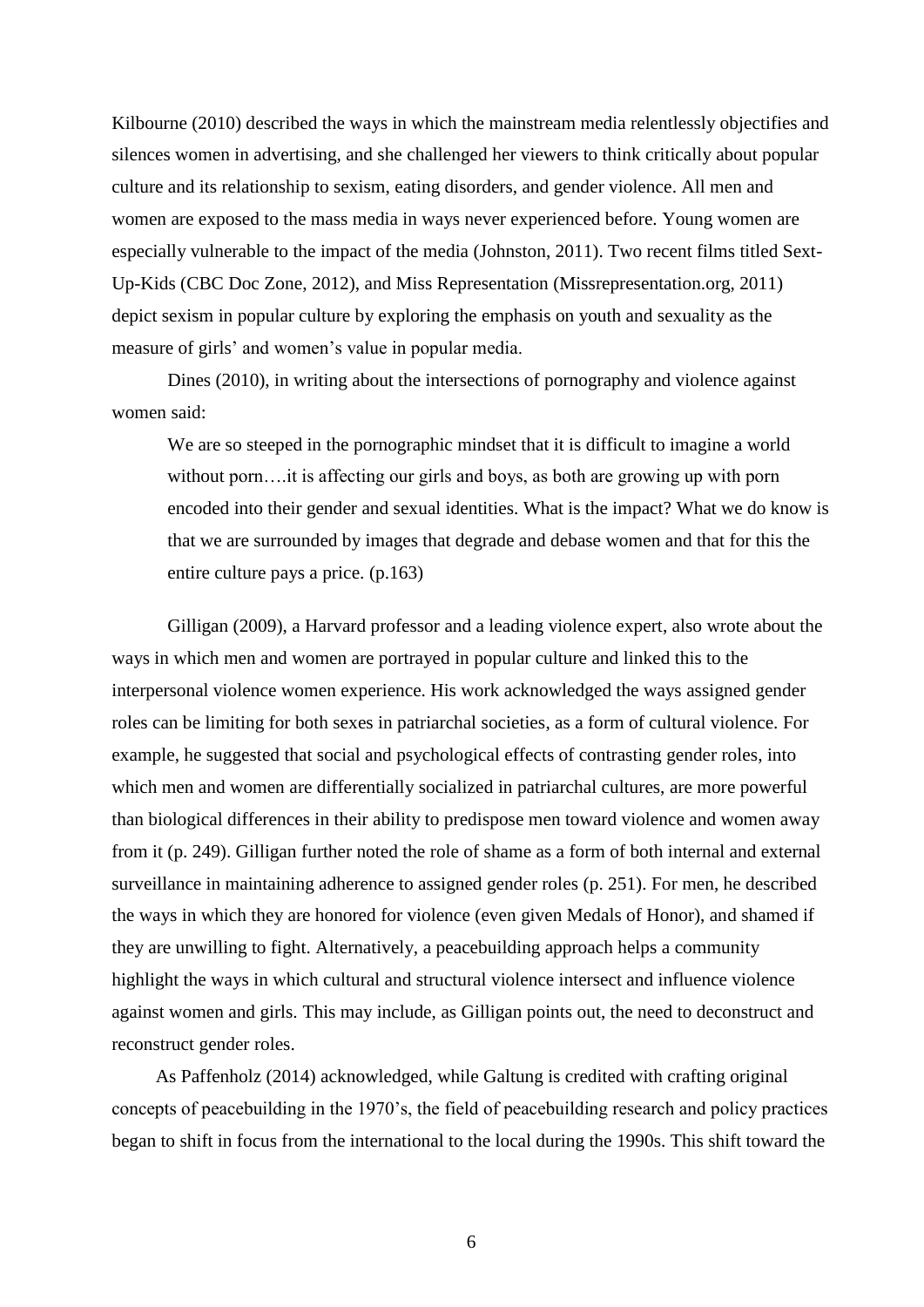Kilbourne (2010) described the ways in which the mainstream media relentlessly objectifies and silences women in advertising, and she challenged her viewers to think critically about popular culture and its relationship to sexism, eating disorders, and gender violence. All men and women are exposed to the mass media in ways never experienced before. Young women are especially vulnerable to the impact of the media (Johnston, 2011). Two recent films titled Sext-Up-Kids (CBC Doc Zone, 2012), and Miss Representation (Missrepresentation.org, 2011) depict sexism in popular culture by exploring the emphasis on youth and sexuality as the measure of girls' and women's value in popular media.

Dines (2010), in writing about the intersections of pornography and violence against women said:

> We are so steeped in the pornographic mindset that it is difficult to imagine a world without porn….it is affecting our girls and boys, as both are growing up with porn encoded into their gender and sexual identities. What is the impact? What we do know is that we are surrounded by images that degrade and debase women and that for this the entire culture pays a price. (p.163)

Gilligan (2009), a Harvard professor and a leading violence expert, also wrote about the ways in which men and women are portrayed in popular culture and linked this to the interpersonal violence women experience. His work acknowledged the ways assigned gender roles can be limiting for both sexes in patriarchal societies, as a form of cultural violence. For example, he suggested that social and psychological effects of contrasting gender roles, into which men and women are differentially socialized in patriarchal cultures, are more powerful than biological differences in their ability to predispose men toward violence and women away from it (p. 249). Gilligan further noted the role of shame as a form of both internal and external surveillance in maintaining adherence to assigned gender roles (p. 251). For men, he described the ways in which they are honored for violence (even given Medals of Honor), and shamed if they are unwilling to fight. Alternatively, a peacebuilding approach helps a community highlight the ways in which cultural and structural violence intersect and influence violence against women and girls. This may include, as Gilligan points out, the need to deconstruct and reconstruct gender roles.

As Paffenholz (2014) acknowledged, while Galtung is credited with crafting original concepts of peacebuilding in the 1970's, the field of peacebuilding research and policy practices began to shift in focus from the international to the local during the 1990s. This shift toward the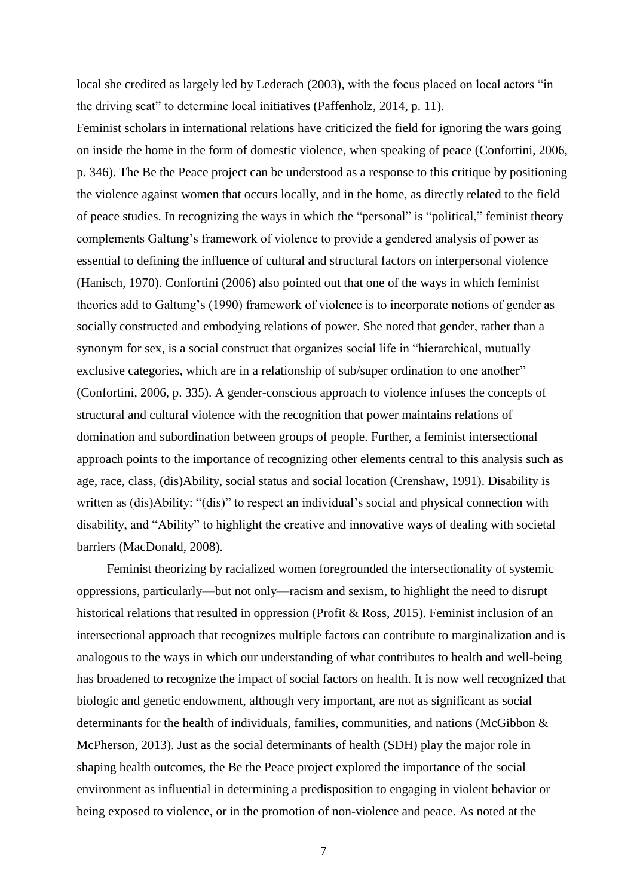local she credited as largely led by Lederach (2003), with the focus placed on local actors "in the driving seat" to determine local initiatives (Paffenholz, 2014, p. 11).

Feminist scholars in international relations have criticized the field for ignoring the wars going on inside the home in the form of domestic violence, when speaking of peace (Confortini, 2006, p. 346). The Be the Peace project can be understood as a response to this critique by positioning the violence against women that occurs locally, and in the home, as directly related to the field of peace studies. In recognizing the ways in which the "personal" is "political," feminist theory complements Galtung's framework of violence to provide a gendered analysis of power as essential to defining the influence of cultural and structural factors on interpersonal violence (Hanisch, 1970). Confortini (2006) also pointed out that one of the ways in which feminist theories add to Galtung's (1990) framework of violence is to incorporate notions of gender as socially constructed and embodying relations of power. She noted that gender, rather than a synonym for sex, is a social construct that organizes social life in "hierarchical, mutually exclusive categories, which are in a relationship of sub/super ordination to one another" (Confortini, 2006, p. 335). A gender-conscious approach to violence infuses the concepts of structural and cultural violence with the recognition that power maintains relations of domination and subordination between groups of people. Further, a feminist intersectional approach points to the importance of recognizing other elements central to this analysis such as age, race, class, (dis)Ability, social status and social location (Crenshaw, 1991). Disability is written as (dis)Ability: "(dis)" to respect an individual's social and physical connection with disability, and "Ability" to highlight the creative and innovative ways of dealing with societal barriers (MacDonald, 2008).

Feminist theorizing by racialized women foregrounded the intersectionality of systemic oppressions, particularly—but not only—racism and sexism, to highlight the need to disrupt historical relations that resulted in oppression (Profit & Ross, 2015). Feminist inclusion of an intersectional approach that recognizes multiple factors can contribute to marginalization and is analogous to the ways in which our understanding of what contributes to health and well-being has broadened to recognize the impact of social factors on health. It is now well recognized that biologic and genetic endowment, although very important, are not as significant as social determinants for the health of individuals, families, communities, and nations (McGibbon & McPherson, 2013). Just as the social determinants of health (SDH) play the major role in shaping health outcomes, the Be the Peace project explored the importance of the social environment as influential in determining a predisposition to engaging in violent behavior or being exposed to violence, or in the promotion of non-violence and peace. As noted at the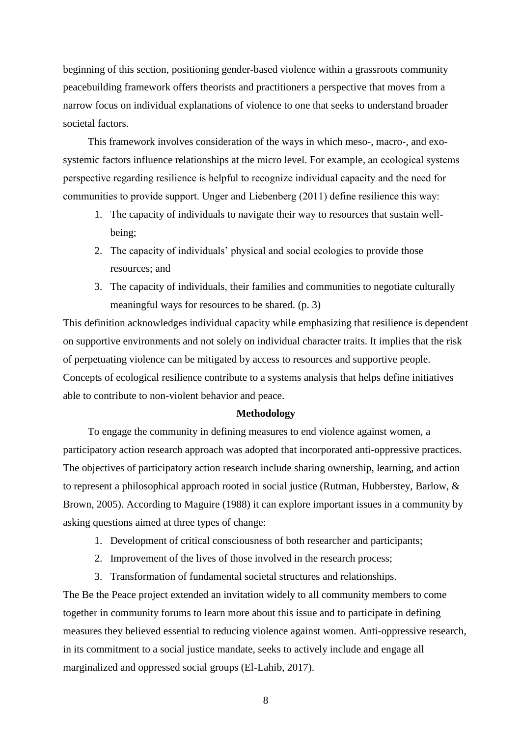beginning of this section, positioning gender-based violence within a grassroots community peacebuilding framework offers theorists and practitioners a perspective that moves from a narrow focus on individual explanations of violence to one that seeks to understand broader societal factors.

This framework involves consideration of the ways in which meso-, macro-, and exo-systemic factors influence relationships at the micro level. For example, an ecological systems perspective regarding resilience is helpful to recognize individual capacity and the need for communities to provide support. Unger and Liebenberg (2011) define resilience this way:

1. The capacity of individuals to navigate their way to resources that sustain well-being;
2. The capacity of individuals' physical and social ecologies to provide those resources; and
3. The capacity of individuals, their families and communities to negotiate culturally meaningful ways for resources to be shared. (p. 3)

This definition acknowledges individual capacity while emphasizing that resilience is dependent on supportive environments and not solely on individual character traits. It implies that the risk of perpetuating violence can be mitigated by access to resources and supportive people. Concepts of ecological resilience contribute to a systems analysis that helps define initiatives able to contribute to non-violent behavior and peace.

## Methodology

To engage the community in defining measures to end violence against women, a participatory action research approach was adopted that incorporated anti-oppressive practices. The objectives of participatory action research include sharing ownership, learning, and action to represent a philosophical approach rooted in social justice (Rutman, Hubberstey, Barlow, & Brown, 2005). According to Maguire (1988) it can explore important issues in a community by asking questions aimed at three types of change:

1. Development of critical consciousness of both researcher and participants;
2. Improvement of the lives of those involved in the research process;
3. Transformation of fundamental societal structures and relationships.

The Be the Peace project extended an invitation widely to all community members to come together in community forums to learn more about this issue and to participate in defining measures they believed essential to reducing violence against women. Anti-oppressive research, in its commitment to a social justice mandate, seeks to actively include and engage all marginalized and oppressed social groups (El-Lahib, 2017).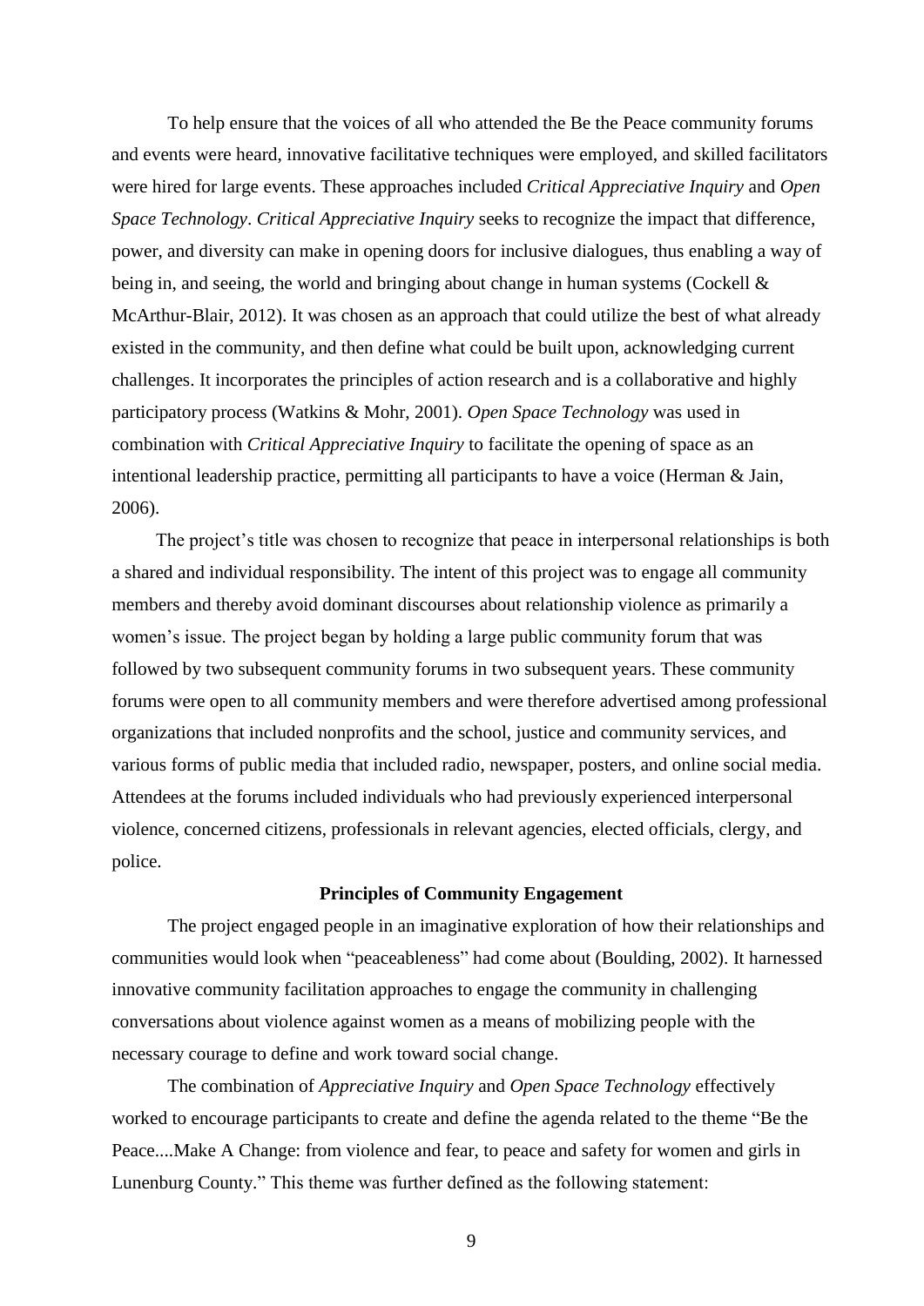To help ensure that the voices of all who attended the Be the Peace community forums and events were heard, innovative facilitative techniques were employed, and skilled facilitators were hired for large events. These approaches included *Critical Appreciative Inquiry* and *Open Space Technology*. *Critical Appreciative Inquiry* seeks to recognize the impact that difference, power, and diversity can make in opening doors for inclusive dialogues, thus enabling a way of being in, and seeing, the world and bringing about change in human systems (Cockell & McArthur-Blair, 2012). It was chosen as an approach that could utilize the best of what already existed in the community, and then define what could be built upon, acknowledging current challenges. It incorporates the principles of action research and is a collaborative and highly participatory process (Watkins & Mohr, 2001). *Open Space Technology* was used in combination with *Critical Appreciative Inquiry* to facilitate the opening of space as an intentional leadership practice, permitting all participants to have a voice (Herman & Jain, 2006).

The project's title was chosen to recognize that peace in interpersonal relationships is both a shared and individual responsibility. The intent of this project was to engage all community members and thereby avoid dominant discourses about relationship violence as primarily a women's issue. The project began by holding a large public community forum that was followed by two subsequent community forums in two subsequent years. These community forums were open to all community members and were therefore advertised among professional organizations that included nonprofits and the school, justice and community services, and various forms of public media that included radio, newspaper, posters, and online social media. Attendees at the forums included individuals who had previously experienced interpersonal violence, concerned citizens, professionals in relevant agencies, elected officials, clergy, and police.

## Principles of Community Engagement

The project engaged people in an imaginative exploration of how their relationships and communities would look when "peaceableness" had come about (Boulding, 2002). It harnessed innovative community facilitation approaches to engage the community in challenging conversations about violence against women as a means of mobilizing people with the necessary courage to define and work toward social change.

The combination of *Appreciative Inquiry* and *Open Space Technology* effectively worked to encourage participants to create and define the agenda related to the theme "Be the Peace....Make A Change: from violence and fear, to peace and safety for women and girls in Lunenburg County." This theme was further defined as the following statement: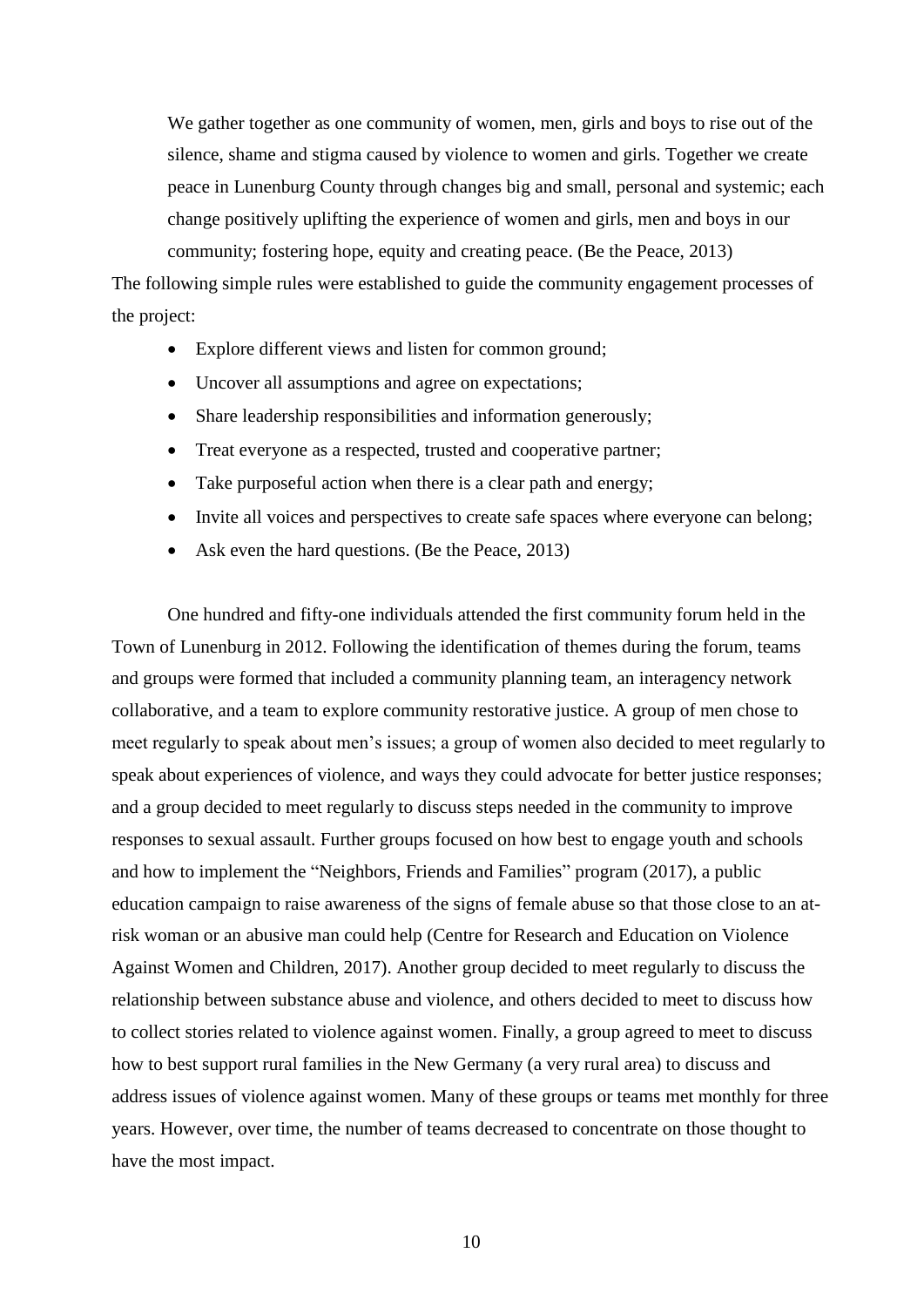> We gather together as one community of women, men, girls and boys to rise out of the silence, shame and stigma caused by violence to women and girls. Together we create peace in Lunenburg County through changes big and small, personal and systemic; each change positively uplifting the experience of women and girls, men and boys in our community; fostering hope, equity and creating peace. (Be the Peace, 2013)

The following simple rules were established to guide the community engagement processes of the project:

- Explore different views and listen for common ground;
- Uncover all assumptions and agree on expectations;
- Share leadership responsibilities and information generously;
- Treat everyone as a respected, trusted and cooperative partner;
- Take purposeful action when there is a clear path and energy;
- Invite all voices and perspectives to create safe spaces where everyone can belong;
- Ask even the hard questions. (Be the Peace, 2013)

One hundred and fifty-one individuals attended the first community forum held in the Town of Lunenburg in 2012. Following the identification of themes during the forum, teams and groups were formed that included a community planning team, an interagency network collaborative, and a team to explore community restorative justice. A group of men chose to meet regularly to speak about men's issues; a group of women also decided to meet regularly to speak about experiences of violence, and ways they could advocate for better justice responses; and a group decided to meet regularly to discuss steps needed in the community to improve responses to sexual assault. Further groups focused on how best to engage youth and schools and how to implement the "Neighbors, Friends and Families" program (2017), a public education campaign to raise awareness of the signs of female abuse so that those close to an at-risk woman or an abusive man could help (Centre for Research and Education on Violence Against Women and Children, 2017). Another group decided to meet regularly to discuss the relationship between substance abuse and violence, and others decided to meet to discuss how to collect stories related to violence against women. Finally, a group agreed to meet to discuss how to best support rural families in the New Germany (a very rural area) to discuss and address issues of violence against women. Many of these groups or teams met monthly for three years. However, over time, the number of teams decreased to concentrate on those thought to have the most impact.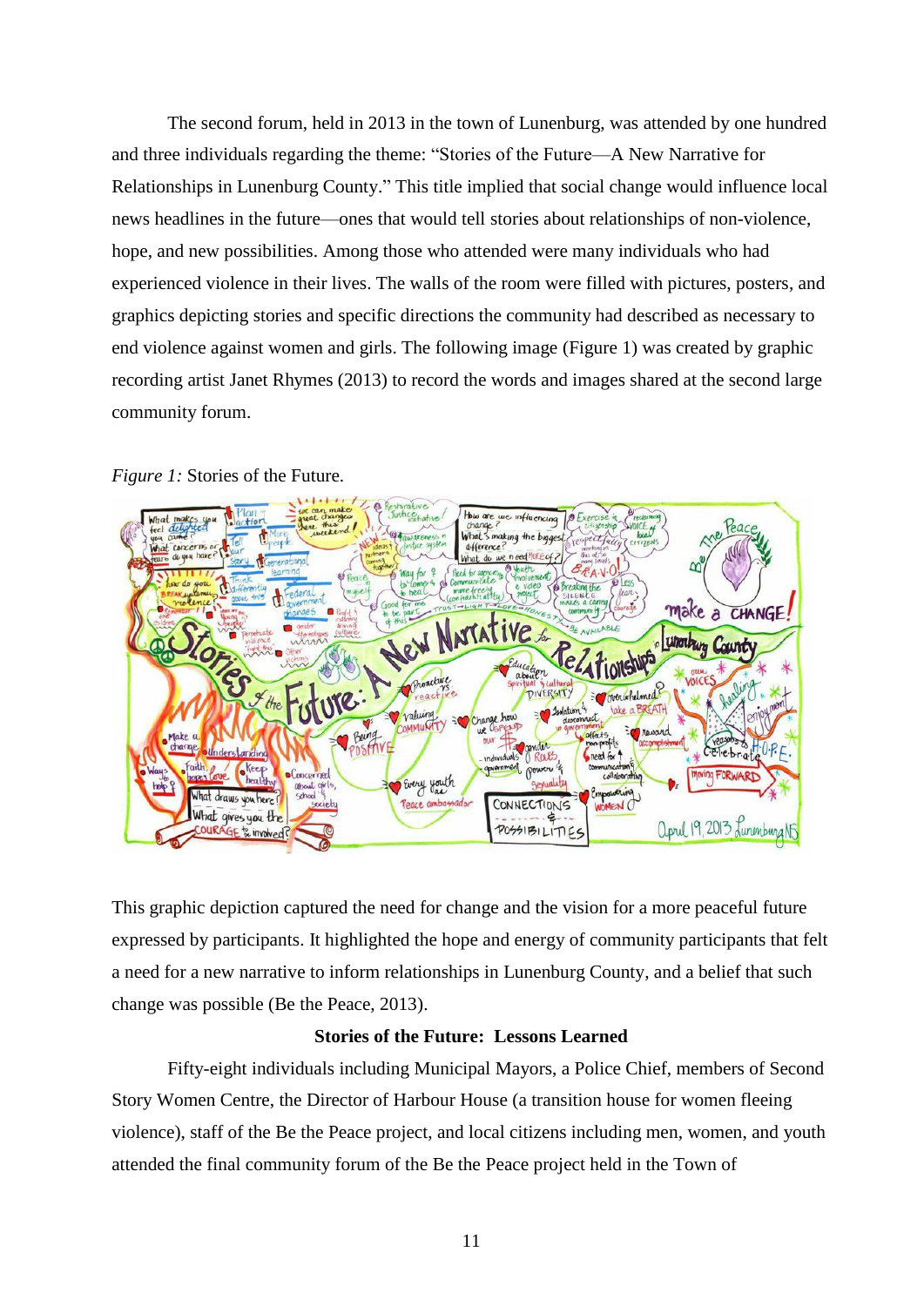The second forum, held in 2013 in the town of Lunenburg, was attended by one hundred and three individuals regarding the theme: "Stories of the Future—A New Narrative for Relationships in Lunenburg County." This title implied that social change would influence local news headlines in the future—ones that would tell stories about relationships of non-violence, hope, and new possibilities. Among those who attended were many individuals who had experienced violence in their lives. The walls of the room were filled with pictures, posters, and graphics depicting stories and specific directions the community had described as necessary to end violence against women and girls. The following image (Figure 1) was created by graphic recording artist Janet Rhymes (2013) to record the words and images shared at the second large community forum.

*Figure 1:* Stories of the Future.

This graphic depiction captured the need for change and the vision for a more peaceful future expressed by participants. It highlighted the hope and energy of community participants that felt a need for a new narrative to inform relationships in Lunenburg County, and a belief that such change was possible (Be the Peace, 2013).

### Stories of the Future: Lessons Learned

Fifty-eight individuals including Municipal Mayors, a Police Chief, members of Second Story Women Centre, the Director of Harbour House (a transition house for women fleeing violence), staff of the Be the Peace project, and local citizens including men, women, and youth attended the final community forum of the Be the Peace project held in the Town of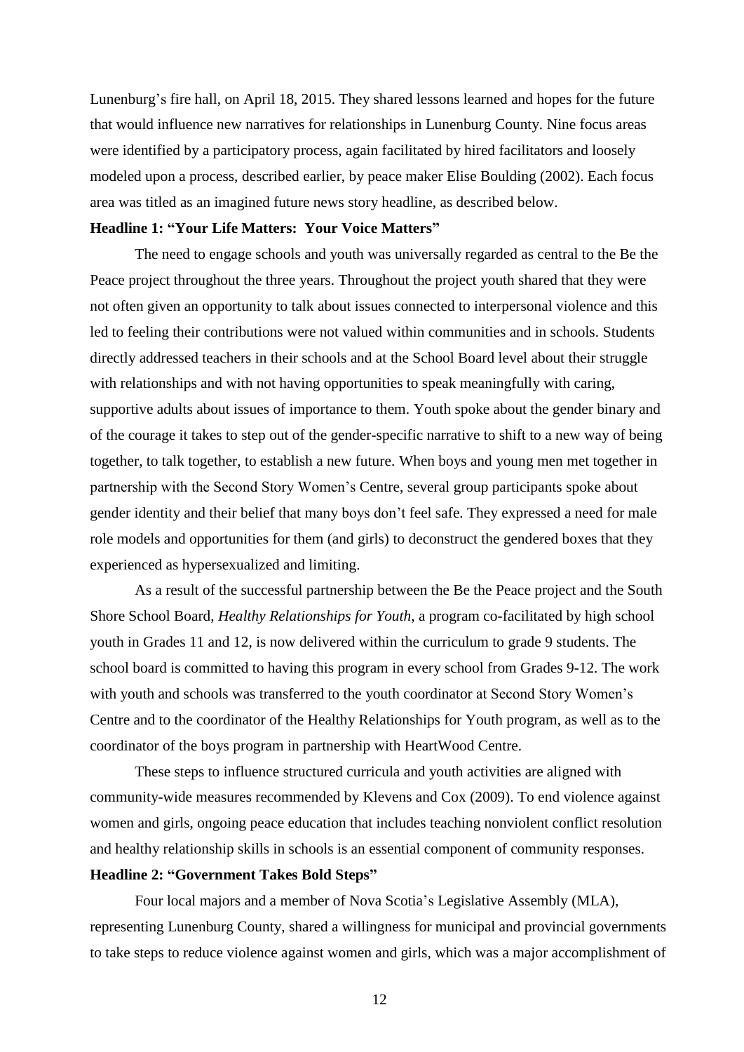Lunenburg's fire hall, on April 18, 2015. They shared lessons learned and hopes for the future that would influence new narratives for relationships in Lunenburg County. Nine focus areas were identified by a participatory process, again facilitated by hired facilitators and loosely modeled upon a process, described earlier, by peace maker Elise Boulding (2002). Each focus area was titled as an imagined future news story headline, as described below.

**Headline 1: "Your Life Matters: Your Voice Matters"**

The need to engage schools and youth was universally regarded as central to the Be the Peace project throughout the three years. Throughout the project youth shared that they were not often given an opportunity to talk about issues connected to interpersonal violence and this led to feeling their contributions were not valued within communities and in schools. Students directly addressed teachers in their schools and at the School Board level about their struggle with relationships and with not having opportunities to speak meaningfully with caring, supportive adults about issues of importance to them. Youth spoke about the gender binary and of the courage it takes to step out of the gender-specific narrative to shift to a new way of being together, to talk together, to establish a new future. When boys and young men met together in partnership with the Second Story Women's Centre, several group participants spoke about gender identity and their belief that many boys don't feel safe. They expressed a need for male role models and opportunities for them (and girls) to deconstruct the gendered boxes that they experienced as hypersexualized and limiting.

As a result of the successful partnership between the Be the Peace project and the South Shore School Board, *Healthy Relationships for Youth*, a program co-facilitated by high school youth in Grades 11 and 12, is now delivered within the curriculum to grade 9 students. The school board is committed to having this program in every school from Grades 9-12. The work with youth and schools was transferred to the youth coordinator at Second Story Women's Centre and to the coordinator of the Healthy Relationships for Youth program, as well as to the coordinator of the boys program in partnership with HeartWood Centre.

These steps to influence structured curricula and youth activities are aligned with community-wide measures recommended by Klevens and Cox (2009). To end violence against women and girls, ongoing peace education that includes teaching nonviolent conflict resolution and healthy relationship skills in schools is an essential component of community responses.

**Headline 2: "Government Takes Bold Steps"**

Four local majors and a member of Nova Scotia's Legislative Assembly (MLA), representing Lunenburg County, shared a willingness for municipal and provincial governments to take steps to reduce violence against women and girls, which was a major accomplishment of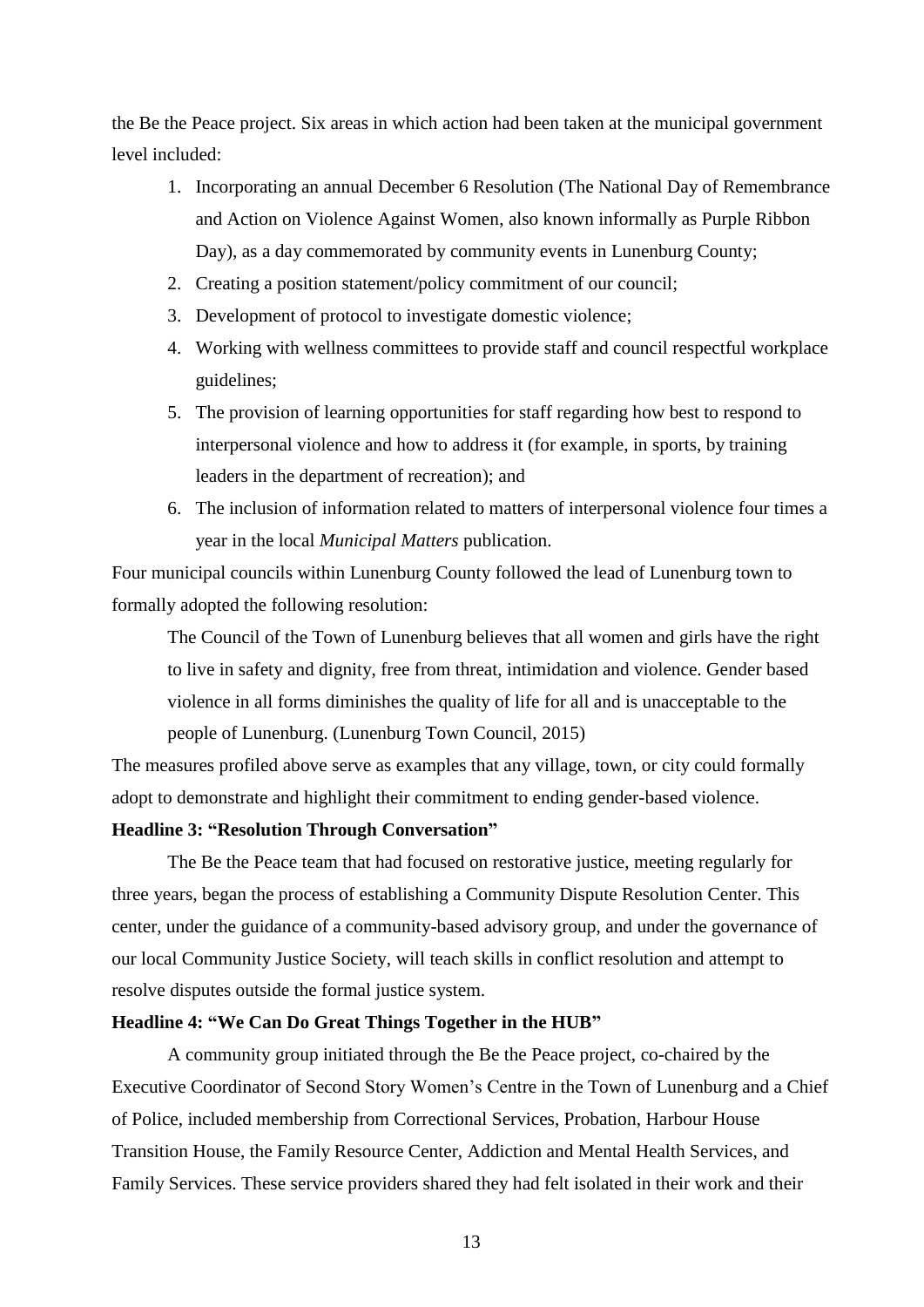the Be the Peace project. Six areas in which action had been taken at the municipal government level included:

1. Incorporating an annual December 6 Resolution (The National Day of Remembrance and Action on Violence Against Women, also known informally as Purple Ribbon Day), as a day commemorated by community events in Lunenburg County;
2. Creating a position statement/policy commitment of our council;
3. Development of protocol to investigate domestic violence;
4. Working with wellness committees to provide staff and council respectful workplace guidelines;
5. The provision of learning opportunities for staff regarding how best to respond to interpersonal violence and how to address it (for example, in sports, by training leaders in the department of recreation); and
6. The inclusion of information related to matters of interpersonal violence four times a year in the local *Municipal Matters* publication.

Four municipal councils within Lunenburg County followed the lead of Lunenburg town to formally adopted the following resolution:

> The Council of the Town of Lunenburg believes that all women and girls have the right to live in safety and dignity, free from threat, intimidation and violence. Gender based violence in all forms diminishes the quality of life for all and is unacceptable to the people of Lunenburg. (Lunenburg Town Council, 2015)

The measures profiled above serve as examples that any village, town, or city could formally adopt to demonstrate and highlight their commitment to ending gender-based violence.

**Headline 3: "Resolution Through Conversation"**

The Be the Peace team that had focused on restorative justice, meeting regularly for three years, began the process of establishing a Community Dispute Resolution Center. This center, under the guidance of a community-based advisory group, and under the governance of our local Community Justice Society, will teach skills in conflict resolution and attempt to resolve disputes outside the formal justice system.

**Headline 4: "We Can Do Great Things Together in the HUB"**

A community group initiated through the Be the Peace project, co-chaired by the Executive Coordinator of Second Story Women's Centre in the Town of Lunenburg and a Chief of Police, included membership from Correctional Services, Probation, Harbour House Transition House, the Family Resource Center, Addiction and Mental Health Services, and Family Services. These service providers shared they had felt isolated in their work and their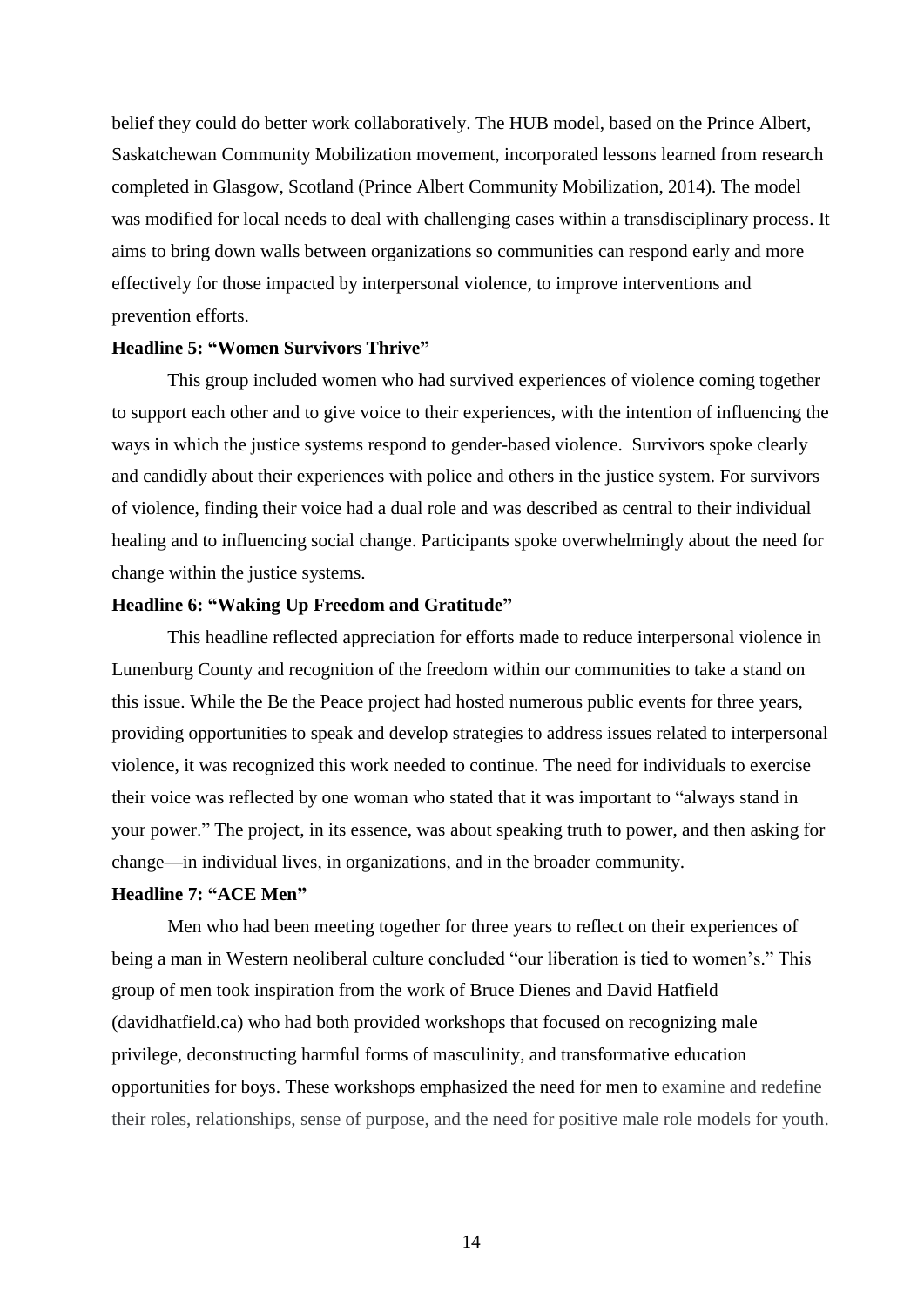belief they could do better work collaboratively. The HUB model, based on the Prince Albert, Saskatchewan Community Mobilization movement, incorporated lessons learned from research completed in Glasgow, Scotland (Prince Albert Community Mobilization, 2014). The model was modified for local needs to deal with challenging cases within a transdisciplinary process. It aims to bring down walls between organizations so communities can respond early and more effectively for those impacted by interpersonal violence, to improve interventions and prevention efforts.

**Headline 5: "Women Survivors Thrive"**

This group included women who had survived experiences of violence coming together to support each other and to give voice to their experiences, with the intention of influencing the ways in which the justice systems respond to gender-based violence. Survivors spoke clearly and candidly about their experiences with police and others in the justice system. For survivors of violence, finding their voice had a dual role and was described as central to their individual healing and to influencing social change. Participants spoke overwhelmingly about the need for change within the justice systems.

**Headline 6: "Waking Up Freedom and Gratitude"**

This headline reflected appreciation for efforts made to reduce interpersonal violence in Lunenburg County and recognition of the freedom within our communities to take a stand on this issue. While the Be the Peace project had hosted numerous public events for three years, providing opportunities to speak and develop strategies to address issues related to interpersonal violence, it was recognized this work needed to continue. The need for individuals to exercise their voice was reflected by one woman who stated that it was important to "always stand in your power." The project, in its essence, was about speaking truth to power, and then asking for change—in individual lives, in organizations, and in the broader community.

**Headline 7: "ACE Men"**

Men who had been meeting together for three years to reflect on their experiences of being a man in Western neoliberal culture concluded "our liberation is tied to women's." This group of men took inspiration from the work of Bruce Dienes and David Hatfield (davidhatfield.ca) who had both provided workshops that focused on recognizing male privilege, deconstructing harmful forms of masculinity, and transformative education opportunities for boys. These workshops emphasized the need for men to examine and redefine their roles, relationships, sense of purpose, and the need for positive male role models for youth.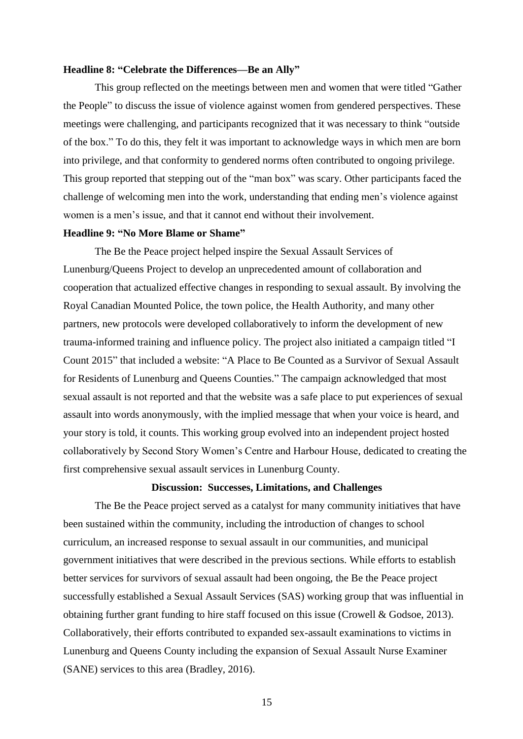**Headline 8: "Celebrate the Differences—Be an Ally"**

This group reflected on the meetings between men and women that were titled "Gather the People" to discuss the issue of violence against women from gendered perspectives. These meetings were challenging, and participants recognized that it was necessary to think "outside of the box." To do this, they felt it was important to acknowledge ways in which men are born into privilege, and that conformity to gendered norms often contributed to ongoing privilege. This group reported that stepping out of the "man box" was scary. Other participants faced the challenge of welcoming men into the work, understanding that ending men's violence against women is a men's issue, and that it cannot end without their involvement.

**Headline 9: "No More Blame or Shame"**

The Be the Peace project helped inspire the Sexual Assault Services of Lunenburg/Queens Project to develop an unprecedented amount of collaboration and cooperation that actualized effective changes in responding to sexual assault. By involving the Royal Canadian Mounted Police, the town police, the Health Authority, and many other partners, new protocols were developed collaboratively to inform the development of new trauma-informed training and influence policy. The project also initiated a campaign titled "I Count 2015" that included a website: "A Place to Be Counted as a Survivor of Sexual Assault for Residents of Lunenburg and Queens Counties." The campaign acknowledged that most sexual assault is not reported and that the website was a safe place to put experiences of sexual assault into words anonymously, with the implied message that when your voice is heard, and your story is told, it counts. This working group evolved into an independent project hosted collaboratively by Second Story Women's Centre and Harbour House, dedicated to creating the first comprehensive sexual assault services in Lunenburg County.

## Discussion: Successes, Limitations, and Challenges

The Be the Peace project served as a catalyst for many community initiatives that have been sustained within the community, including the introduction of changes to school curriculum, an increased response to sexual assault in our communities, and municipal government initiatives that were described in the previous sections. While efforts to establish better services for survivors of sexual assault had been ongoing, the Be the Peace project successfully established a Sexual Assault Services (SAS) working group that was influential in obtaining further grant funding to hire staff focused on this issue (Crowell & Godsoe, 2013). Collaboratively, their efforts contributed to expanded sex-assault examinations to victims in Lunenburg and Queens County including the expansion of Sexual Assault Nurse Examiner (SANE) services to this area (Bradley, 2016).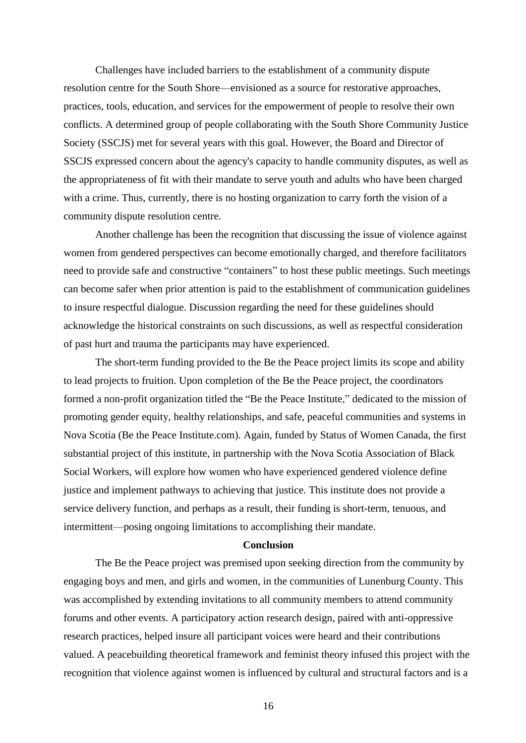Challenges have included barriers to the establishment of a community dispute resolution centre for the South Shore—envisioned as a source for restorative approaches, practices, tools, education, and services for the empowerment of people to resolve their own conflicts. A determined group of people collaborating with the South Shore Community Justice Society (SSCJS) met for several years with this goal. However, the Board and Director of SSCJS expressed concern about the agency's capacity to handle community disputes, as well as the appropriateness of fit with their mandate to serve youth and adults who have been charged with a crime. Thus, currently, there is no hosting organization to carry forth the vision of a community dispute resolution centre.

Another challenge has been the recognition that discussing the issue of violence against women from gendered perspectives can become emotionally charged, and therefore facilitators need to provide safe and constructive "containers" to host these public meetings. Such meetings can become safer when prior attention is paid to the establishment of communication guidelines to insure respectful dialogue. Discussion regarding the need for these guidelines should acknowledge the historical constraints on such discussions, as well as respectful consideration of past hurt and trauma the participants may have experienced.

The short-term funding provided to the Be the Peace project limits its scope and ability to lead projects to fruition. Upon completion of the Be the Peace project, the coordinators formed a non-profit organization titled the "Be the Peace Institute," dedicated to the mission of promoting gender equity, healthy relationships, and safe, peaceful communities and systems in Nova Scotia (Be the Peace Institute.com). Again, funded by Status of Women Canada, the first substantial project of this institute, in partnership with the Nova Scotia Association of Black Social Workers, will explore how women who have experienced gendered violence define justice and implement pathways to achieving that justice. This institute does not provide a service delivery function, and perhaps as a result, their funding is short-term, tenuous, and intermittent—posing ongoing limitations to accomplishing their mandate.

## Conclusion

The Be the Peace project was premised upon seeking direction from the community by engaging boys and men, and girls and women, in the communities of Lunenburg County. This was accomplished by extending invitations to all community members to attend community forums and other events. A participatory action research design, paired with anti-oppressive research practices, helped insure all participant voices were heard and their contributions valued. A peacebuilding theoretical framework and feminist theory infused this project with the recognition that violence against women is influenced by cultural and structural factors and is a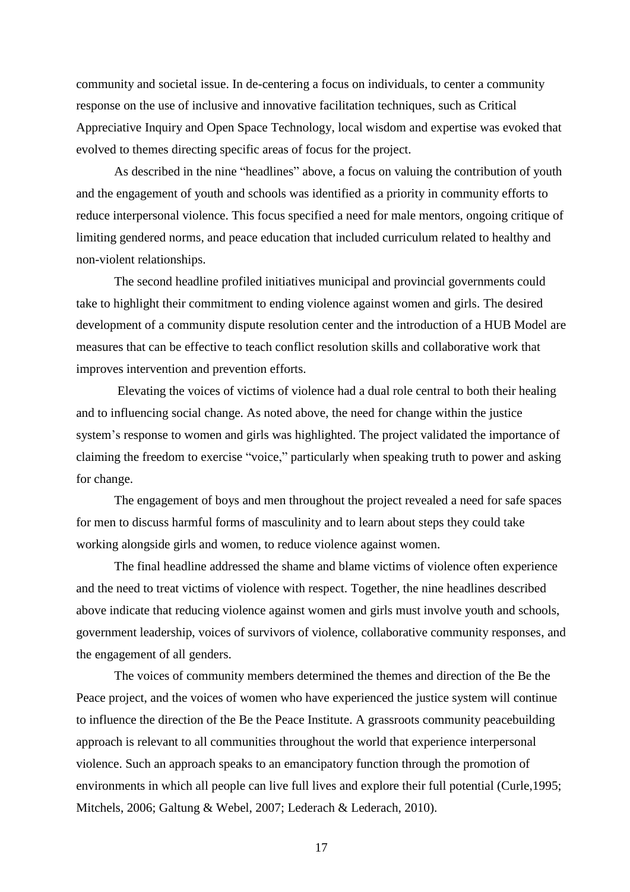community and societal issue. In de-centering a focus on individuals, to center a community response on the use of inclusive and innovative facilitation techniques, such as Critical Appreciative Inquiry and Open Space Technology, local wisdom and expertise was evoked that evolved to themes directing specific areas of focus for the project.

As described in the nine "headlines" above, a focus on valuing the contribution of youth and the engagement of youth and schools was identified as a priority in community efforts to reduce interpersonal violence. This focus specified a need for male mentors, ongoing critique of limiting gendered norms, and peace education that included curriculum related to healthy and non-violent relationships.

The second headline profiled initiatives municipal and provincial governments could take to highlight their commitment to ending violence against women and girls. The desired development of a community dispute resolution center and the introduction of a HUB Model are measures that can be effective to teach conflict resolution skills and collaborative work that improves intervention and prevention efforts.

Elevating the voices of victims of violence had a dual role central to both their healing and to influencing social change. As noted above, the need for change within the justice system's response to women and girls was highlighted. The project validated the importance of claiming the freedom to exercise "voice," particularly when speaking truth to power and asking for change.

The engagement of boys and men throughout the project revealed a need for safe spaces for men to discuss harmful forms of masculinity and to learn about steps they could take working alongside girls and women, to reduce violence against women.

The final headline addressed the shame and blame victims of violence often experience and the need to treat victims of violence with respect. Together, the nine headlines described above indicate that reducing violence against women and girls must involve youth and schools, government leadership, voices of survivors of violence, collaborative community responses, and the engagement of all genders.

The voices of community members determined the themes and direction of the Be the Peace project, and the voices of women who have experienced the justice system will continue to influence the direction of the Be the Peace Institute. A grassroots community peacebuilding approach is relevant to all communities throughout the world that experience interpersonal violence. Such an approach speaks to an emancipatory function through the promotion of environments in which all people can live full lives and explore their full potential (Curle,1995; Mitchels, 2006; Galtung & Webel, 2007; Lederach & Lederach, 2010).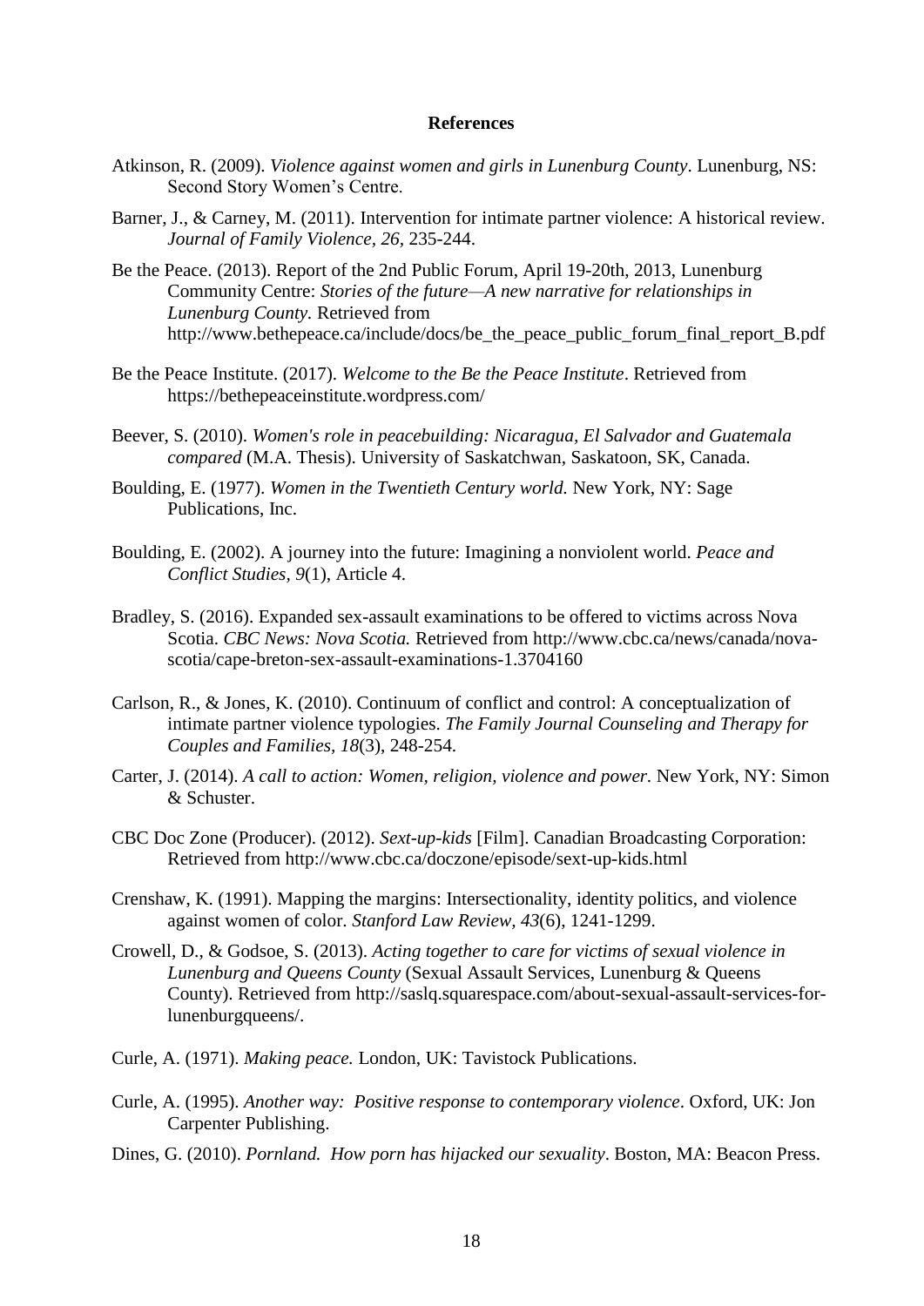# References

Atkinson, R. (2009). *Violence against women and girls in Lunenburg County*. Lunenburg, NS: Second Story Women's Centre.

Barner, J., & Carney, M. (2011). Intervention for intimate partner violence: A historical review. *Journal of Family Violence, 26,* 235-244.

Be the Peace. (2013). Report of the 2nd Public Forum, April 19-20th, 2013, Lunenburg Community Centre: *Stories of the future—A new narrative for relationships in Lunenburg County.* Retrieved from http://www.bethepeace.ca/include/docs/be_the_peace_public_forum_final_report_B.pdf

Be the Peace Institute. (2017). *Welcome to the Be the Peace Institute*. Retrieved from https://bethepeaceinstitute.wordpress.com/

Beever, S. (2010). *Women's role in peacebuilding: Nicaragua, El Salvador and Guatemala compared* (M.A. Thesis). University of Saskatchwan, Saskatoon, SK, Canada.

Boulding, E. (1977). *Women in the Twentieth Century world.* New York, NY: Sage Publications, Inc.

Boulding, E. (2002). A journey into the future: Imagining a nonviolent world. *Peace and Conflict Studies, 9*(1), Article 4.

Bradley, S. (2016). Expanded sex-assault examinations to be offered to victims across Nova Scotia. *CBC News: Nova Scotia.* Retrieved from http://www.cbc.ca/news/canada/nova-scotia/cape-breton-sex-assault-examinations-1.3704160

Carlson, R., & Jones, K. (2010). Continuum of conflict and control: A conceptualization of intimate partner violence typologies. *The Family Journal Counseling and Therapy for Couples and Families, 18*(3), 248-254.

Carter, J. (2014). *A call to action: Women, religion, violence and power.* New York, NY: Simon & Schuster.

CBC Doc Zone (Producer). (2012). *Sext-up-kids* [Film]. Canadian Broadcasting Corporation: Retrieved from http://www.cbc.ca/doczone/episode/sext-up-kids.html

Crenshaw, K. (1991). Mapping the margins: Intersectionality, identity politics, and violence against women of color. *Stanford Law Review, 43*(6), 1241-1299.

Crowell, D., & Godsoe, S. (2013). *Acting together to care for victims of sexual violence in Lunenburg and Queens County* (Sexual Assault Services, Lunenburg & Queens County). Retrieved from http://saslq.squarespace.com/about-sexual-assault-services-for-lunenburgqueens/.

Curle, A. (1971). *Making peace.* London, UK: Tavistock Publications.

Curle, A. (1995). *Another way: Positive response to contemporary violence*. Oxford, UK: Jon Carpenter Publishing.

Dines, G. (2010). *Pornland. How porn has hijacked our sexuality*. Boston, MA: Beacon Press.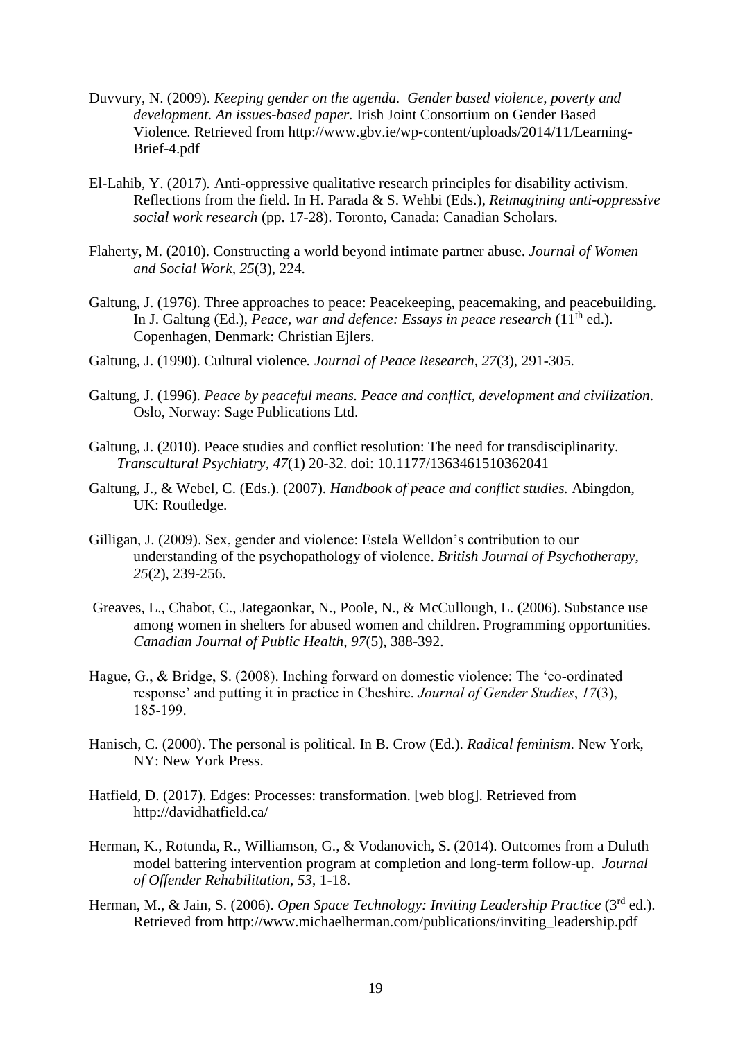Duvvury, N. (2009). *Keeping gender on the agenda. Gender based violence, poverty and development. An issues-based paper.* Irish Joint Consortium on Gender Based Violence. Retrieved from http://www.gbv.ie/wp-content/uploads/2014/11/Learning-Brief-4.pdf

El-Lahib, Y. (2017). Anti-oppressive qualitative research principles for disability activism. Reflections from the field. In H. Parada & S. Wehbi (Eds.), *Reimagining anti-oppressive social work research* (pp. 17-28). Toronto, Canada: Canadian Scholars.

Flaherty, M. (2010). Constructing a world beyond intimate partner abuse. *Journal of Women and Social Work, 25*(3), 224.

Galtung, J. (1976). Three approaches to peace: Peacekeeping, peacemaking, and peacebuilding. In J. Galtung (Ed.), *Peace, war and defence: Essays in peace research* (11th ed.). Copenhagen, Denmark: Christian Ejlers.

Galtung, J. (1990). Cultural violence*. Journal of Peace Research, 27*(3), 291-305*.*

Galtung, J. (1996). *Peace by peaceful means. Peace and conflict, development and civilization*. Oslo, Norway: Sage Publications Ltd.

Galtung, J. (2010). Peace studies and conflict resolution: The need for transdisciplinarity. *Transcultural Psychiatry, 47*(1) 20-32. doi: 10.1177/1363461510362041

Galtung, J., & Webel, C. (Eds.). (2007). *Handbook of peace and conflict studies.* Abingdon, UK: Routledge.

Gilligan, J. (2009). Sex, gender and violence: Estela Welldon's contribution to our understanding of the psychopathology of violence. *British Journal of Psychotherapy*, *25*(2), 239-256.

Greaves, L., Chabot, C., Jategaonkar, N., Poole, N., & McCullough, L. (2006). Substance use among women in shelters for abused women and children. Programming opportunities. *Canadian Journal of Public Health, 97*(5), 388-392.

Hague, G., & Bridge, S. (2008). Inching forward on domestic violence: The 'co-ordinated response' and putting it in practice in Cheshire. *Journal of Gender Studies*, *17*(3), 185-199.

Hanisch, C. (2000). The personal is political. In B. Crow (Ed.). *Radical feminism*. New York, NY: New York Press.

Hatfield, D. (2017). Edges: Processes: transformation. [web blog]. Retrieved from http://davidhatfield.ca/

Herman, K., Rotunda, R., Williamson, G., & Vodanovich, S. (2014). Outcomes from a Duluth model battering intervention program at completion and long-term follow-up. *Journal of Offender Rehabilitation*, *53*, 1-18.

Herman, M., & Jain, S. (2006). *Open Space Technology: Inviting Leadership Practice* (3rd ed.). Retrieved from http://www.michaelherman.com/publications/inviting_leadership.pdf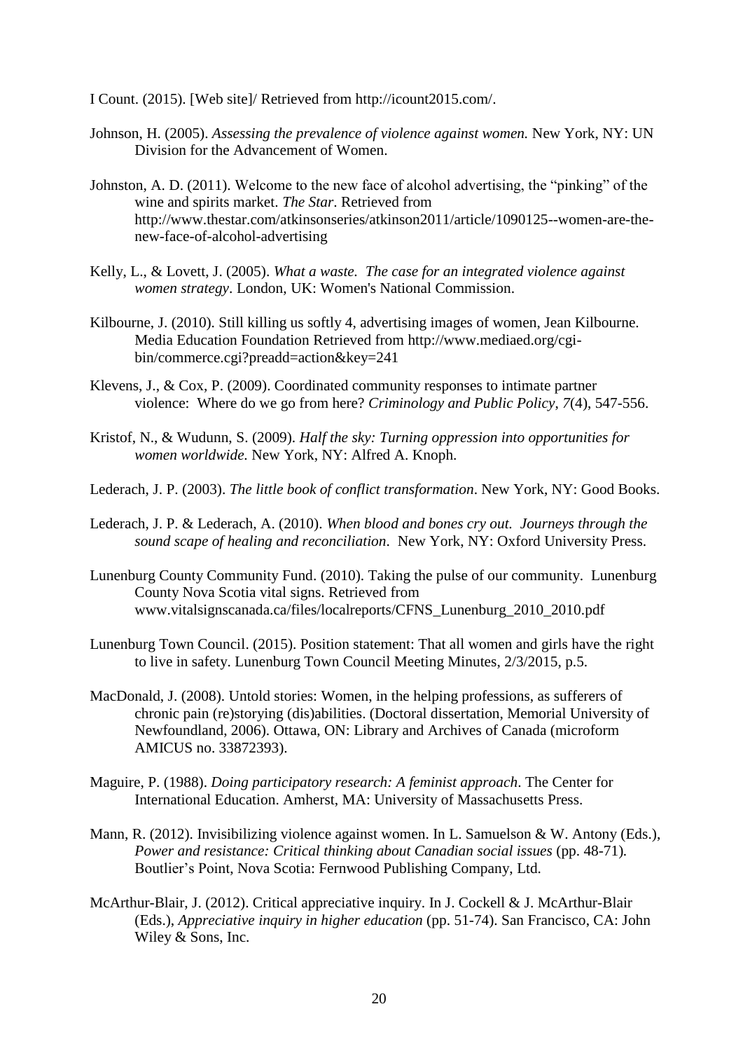I Count. (2015). [Web site]/ Retrieved from http://icount2015.com/.

Johnson, H. (2005). *Assessing the prevalence of violence against women.* New York, NY: UN Division for the Advancement of Women.

Johnston, A. D. (2011). Welcome to the new face of alcohol advertising, the "pinking" of the wine and spirits market. *The Star*. Retrieved from http://www.thestar.com/atkinsonseries/atkinson2011/article/1090125--women-are-the-new-face-of-alcohol-advertising

Kelly, L., & Lovett, J. (2005). *What a waste. The case for an integrated violence against women strategy*. London, UK: Women's National Commission.

Kilbourne, J. (2010). Still killing us softly 4, advertising images of women, Jean Kilbourne. Media Education Foundation Retrieved from http://www.mediaed.org/cgi-bin/commerce.cgi?preadd=action&key=241

Klevens, J., & Cox, P. (2009). Coordinated community responses to intimate partner violence: Where do we go from here? *Criminology and Public Policy*, *7*(4), 547-556.

Kristof, N., & Wudunn, S. (2009). *Half the sky: Turning oppression into opportunities for women worldwide.* New York, NY: Alfred A. Knoph.

Lederach, J. P. (2003). *The little book of conflict transformation*. New York, NY: Good Books.

Lederach, J. P. & Lederach, A. (2010). *When blood and bones cry out. Journeys through the sound scape of healing and reconciliation*. New York, NY: Oxford University Press.

Lunenburg County Community Fund. (2010). Taking the pulse of our community. Lunenburg County Nova Scotia vital signs. Retrieved from www.vitalsignscanada.ca/files/localreports/CFNS_Lunenburg_2010_2010.pdf

Lunenburg Town Council. (2015). Position statement: That all women and girls have the right to live in safety. Lunenburg Town Council Meeting Minutes, 2/3/2015, p.5.

MacDonald, J. (2008). Untold stories: Women, in the helping professions, as sufferers of chronic pain (re)storying (dis)abilities. (Doctoral dissertation, Memorial University of Newfoundland, 2006). Ottawa, ON: Library and Archives of Canada (microform AMICUS no. 33872393).

Maguire, P. (1988). *Doing participatory research: A feminist approach*. The Center for International Education. Amherst, MA: University of Massachusetts Press.

Mann, R. (2012). Invisibilizing violence against women. In L. Samuelson & W. Antony (Eds.), *Power and resistance: Critical thinking about Canadian social issues* (pp. 48-71). Boutlier's Point, Nova Scotia: Fernwood Publishing Company, Ltd.

McArthur-Blair, J. (2012). Critical appreciative inquiry. In J. Cockell & J. McArthur-Blair (Eds.), *Appreciative inquiry in higher education* (pp. 51-74). San Francisco, CA: John Wiley & Sons, Inc.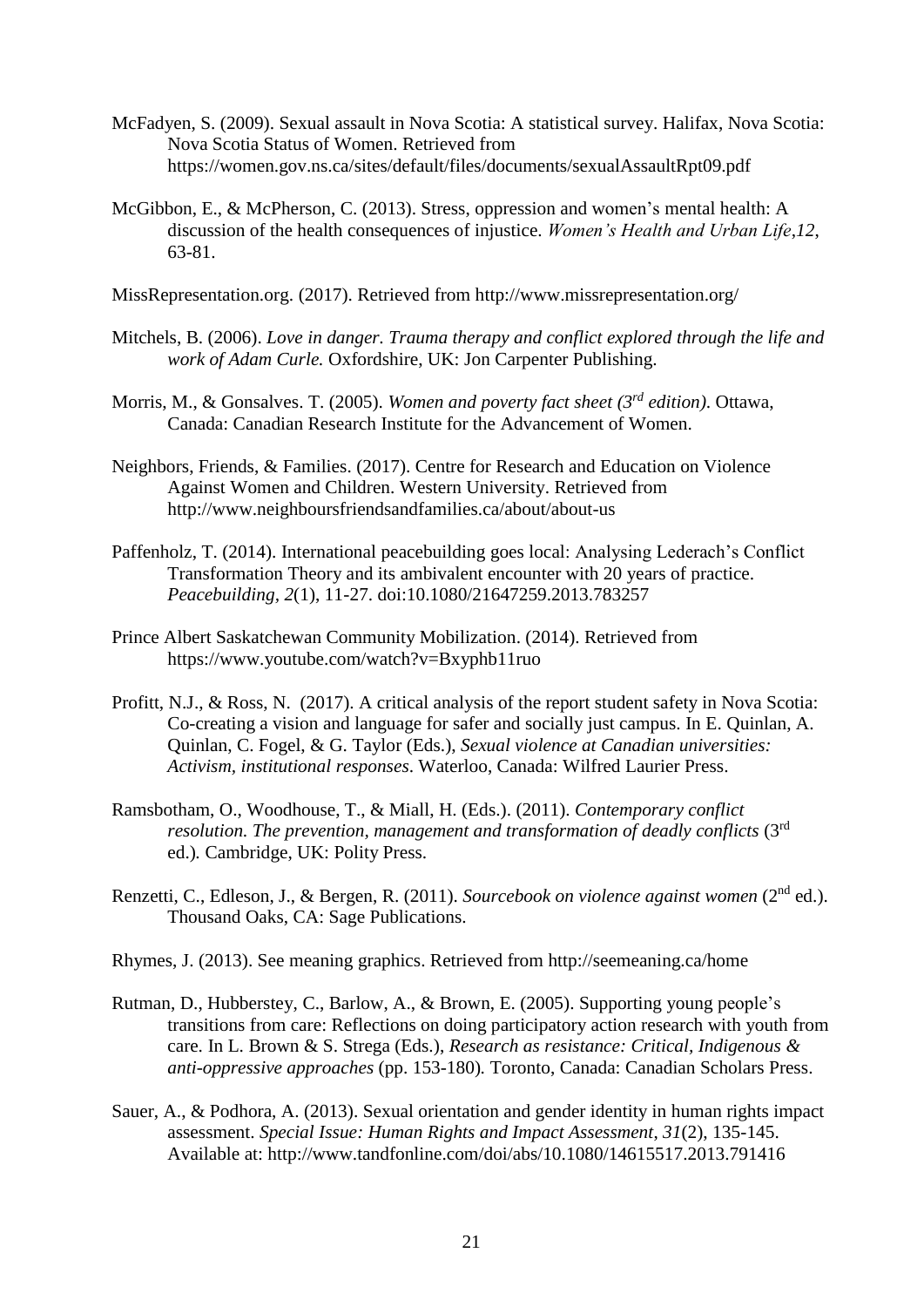McFadyen, S. (2009). Sexual assault in Nova Scotia: A statistical survey. Halifax, Nova Scotia: Nova Scotia Status of Women. Retrieved from https://women.gov.ns.ca/sites/default/files/documents/sexualAssaultRpt09.pdf

McGibbon, E., & McPherson, C. (2013). Stress, oppression and women's mental health: A discussion of the health consequences of injustice. *Women's Health and Urban Life*,*12*, 63-81.

MissRepresentation.org. (2017). Retrieved from http://www.missrepresentation.org/

Mitchels, B. (2006). *Love in danger. Trauma therapy and conflict explored through the life and work of Adam Curle.* Oxfordshire, UK: Jon Carpenter Publishing.

Morris, M., & Gonsalves. T. (2005). *Women and poverty fact sheet (3rd edition)*. Ottawa, Canada: Canadian Research Institute for the Advancement of Women.

Neighbors, Friends, & Families. (2017). Centre for Research and Education on Violence Against Women and Children. Western University. Retrieved from http://www.neighboursfriendsandfamilies.ca/about/about-us

Paffenholz, T. (2014). International peacebuilding goes local: Analysing Lederach's Conflict Transformation Theory and its ambivalent encounter with 20 years of practice. *Peacebuilding, 2*(1), 11-27. doi:10.1080/21647259.2013.783257

Prince Albert Saskatchewan Community Mobilization. (2014). Retrieved from https://www.youtube.com/watch?v=Bxyphb11ruo

Profitt, N.J., & Ross, N. (2017). A critical analysis of the report student safety in Nova Scotia: Co-creating a vision and language for safer and socially just campus. In E. Quinlan, A. Quinlan, C. Fogel, & G. Taylor (Eds.), *Sexual violence at Canadian universities: Activism, institutional responses*. Waterloo, Canada: Wilfred Laurier Press.

Ramsbotham, O., Woodhouse, T., & Miall, H. (Eds.). (2011). *Contemporary conflict resolution. The prevention, management and transformation of deadly conflicts* (3rd ed.)*.* Cambridge, UK: Polity Press.

Renzetti, C., Edleson, J., & Bergen, R. (2011). *Sourcebook on violence against women* (2nd ed.). Thousand Oaks, CA: Sage Publications.

Rhymes, J. (2013). See meaning graphics. Retrieved from http://seemeaning.ca/home

Rutman, D., Hubberstey, C., Barlow, A., & Brown, E. (2005). Supporting young people's transitions from care: Reflections on doing participatory action research with youth from care. In L. Brown & S. Strega (Eds.), *Research as resistance: Critical, Indigenous & anti-oppressive approaches* (pp. 153-180)*.* Toronto, Canada: Canadian Scholars Press.

Sauer, A., & Podhora, A. (2013). Sexual orientation and gender identity in human rights impact assessment. *Special Issue: Human Rights and Impact Assessment*, *31*(2), 135-145. Available at: http://www.tandfonline.com/doi/abs/10.1080/14615517.2013.791416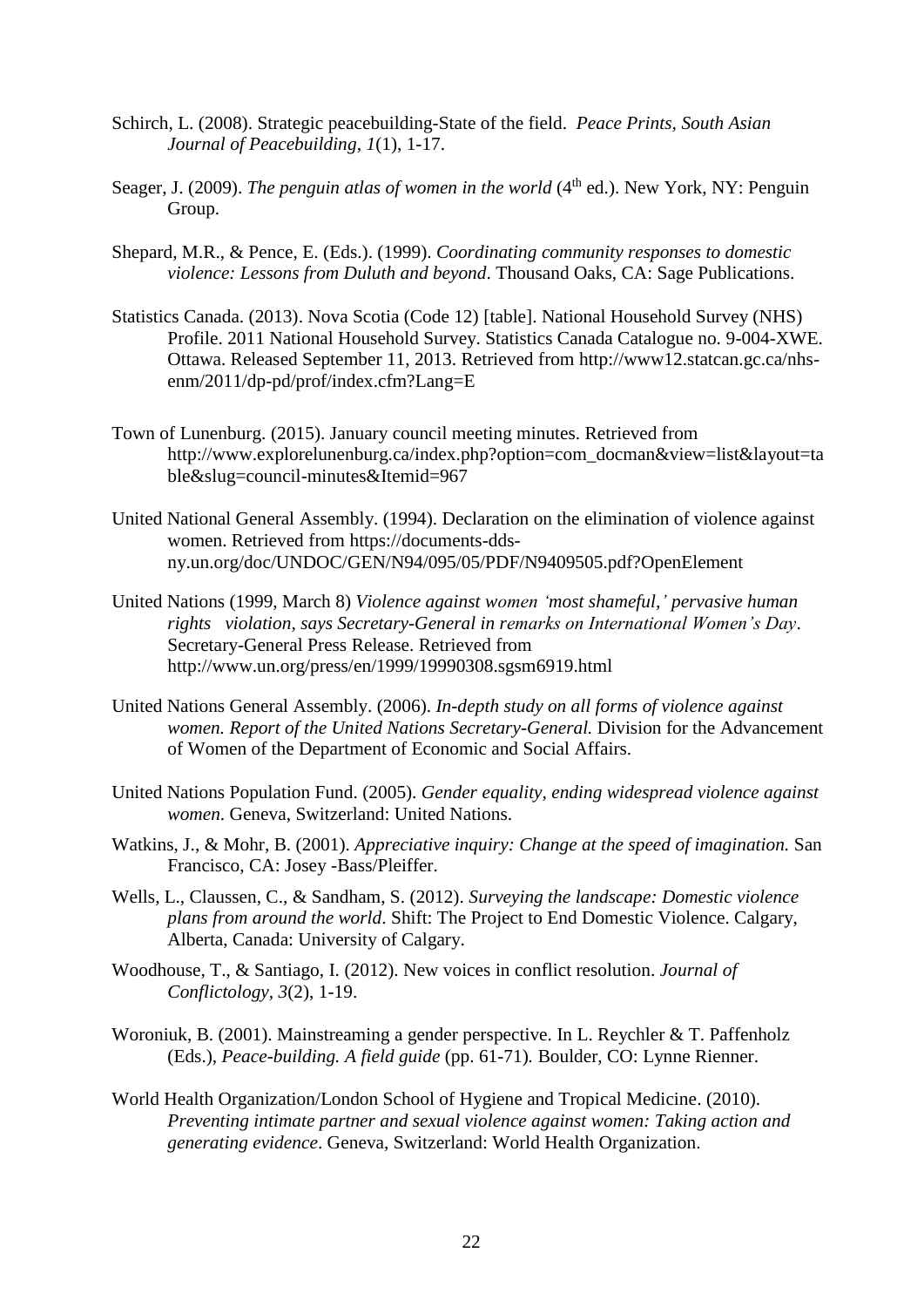Schirch, L. (2008). Strategic peacebuilding-State of the field. *Peace Prints, South Asian Journal of Peacebuilding, 1*(1), 1-17.

Seager, J. (2009). *The penguin atlas of women in the world* (4th ed.). New York, NY: Penguin Group.

Shepard, M.R., & Pence, E. (Eds.). (1999). *Coordinating community responses to domestic violence: Lessons from Duluth and beyond*. Thousand Oaks, CA: Sage Publications.

Statistics Canada. (2013). Nova Scotia (Code 12) [table]. National Household Survey (NHS) Profile. 2011 National Household Survey. Statistics Canada Catalogue no. 9-004-XWE. Ottawa. Released September 11, 2013. Retrieved from http://www12.statcan.gc.ca/nhs-enm/2011/dp-pd/prof/index.cfm?Lang=E

Town of Lunenburg. (2015). January council meeting minutes. Retrieved from http://www.explorelunenburg.ca/index.php?option=com_docman&view=list&layout=table&slug=council-minutes&Itemid=967

United National General Assembly. (1994). Declaration on the elimination of violence against women. Retrieved from https://documents-dds-ny.un.org/doc/UNDOC/GEN/N94/095/05/PDF/N9409505.pdf?OpenElement

United Nations (1999, March 8) *Violence against women 'most shameful,' pervasive human rights violation, says Secretary-General in remarks on International Women's Day*. Secretary-General Press Release. Retrieved from http://www.un.org/press/en/1999/19990308.sgsm6919.html

United Nations General Assembly. (2006). *In-depth study on all forms of violence against women. Report of the United Nations Secretary-General.* Division for the Advancement of Women of the Department of Economic and Social Affairs.

United Nations Population Fund. (2005). *Gender equality, ending widespread violence against women*. Geneva, Switzerland: United Nations.

Watkins, J., & Mohr, B. (2001). *Appreciative inquiry: Change at the speed of imagination.* San Francisco, CA: Josey -Bass/Pleiffer.

Wells, L., Claussen, C., & Sandham, S. (2012). *Surveying the landscape: Domestic violence plans from around the world*. Shift: The Project to End Domestic Violence. Calgary, Alberta, Canada: University of Calgary.

Woodhouse, T., & Santiago, I. (2012). New voices in conflict resolution. *Journal of Conflictology, 3*(2), 1-19.

Woroniuk, B. (2001). Mainstreaming a gender perspective. In L. Reychler & T. Paffenholz (Eds.), *Peace-building. A field guide* (pp. 61-71)*.* Boulder, CO: Lynne Rienner.

World Health Organization/London School of Hygiene and Tropical Medicine. (2010). *Preventing intimate partner and sexual violence against women: Taking action and generating evidence*. Geneva, Switzerland: World Health Organization.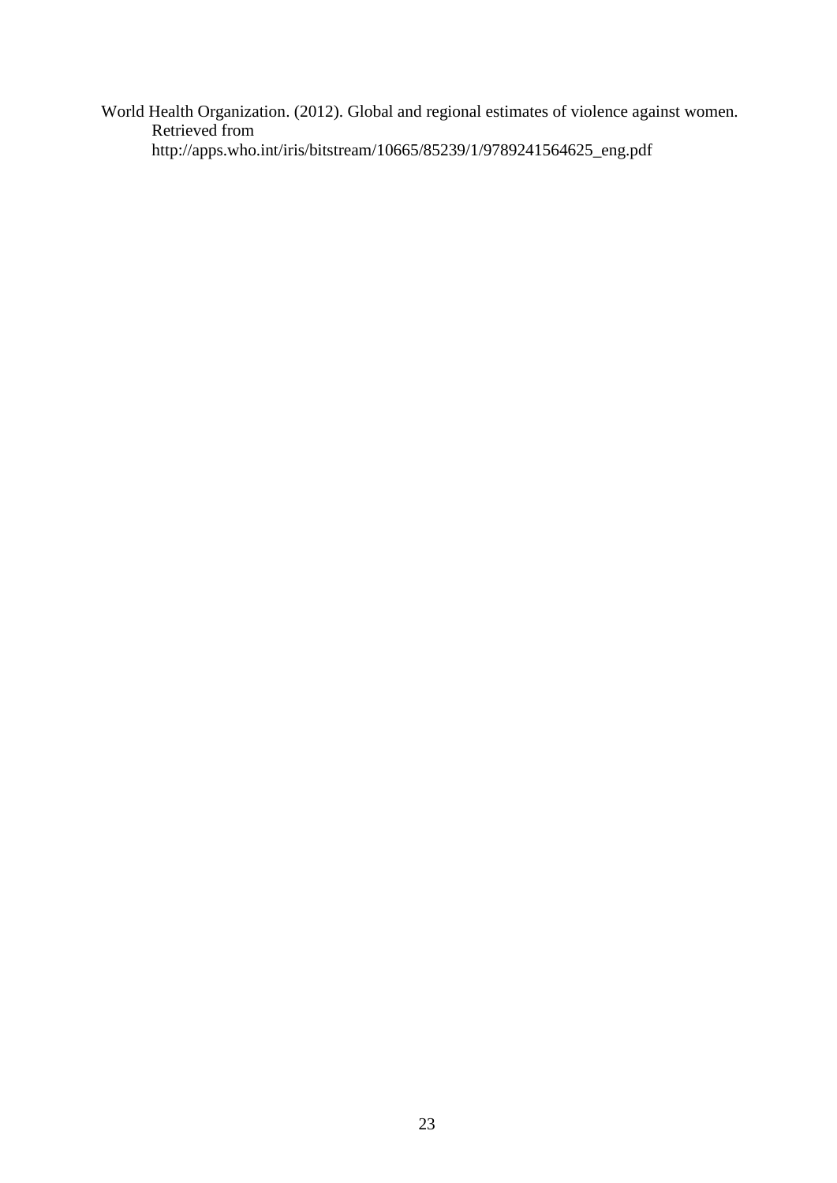World Health Organization. (2012). Global and regional estimates of violence against women. Retrieved from http://apps.who.int/iris/bitstream/10665/85239/1/9789241564625_eng.pdf